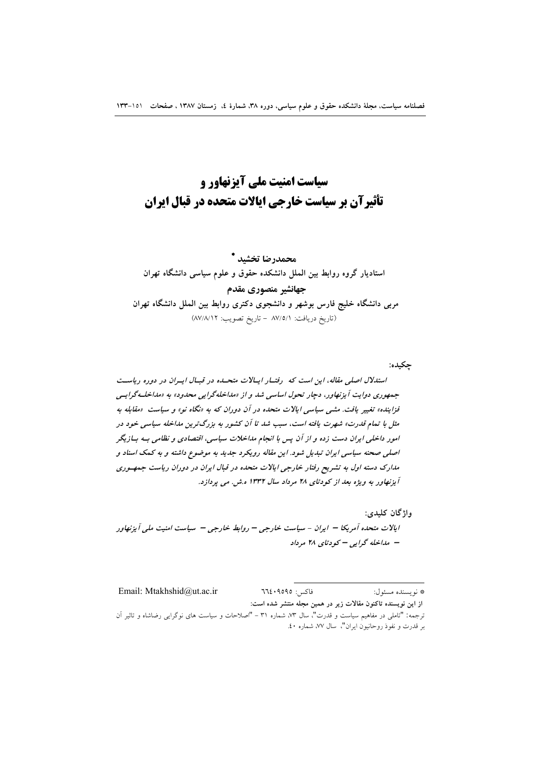# سیاست امنیت ملی آیزنهاور و تأثیر آن بر سیاست خارجی ایالات متحده در قبال ایران

**محمدرضا تخشید** *

استادیار گروه روابط بین الملل دانشکده حقوق و علوم سیاسی دانشگاه تهران

**جهانشیر منصوری مقدم**

مربی دانشگاه خلیج فارس بوشهر و دانشجوی دکتری روابط بین الملل دانشگاه تهران

(تاریخ دریافت: ۸۷/۵/۱ – تاریخ تصویب: ۸۷/۸/۱۲)

**چکیده:**

*استدلال اصلی مقاله، این است که رفتار ایالات متحده در قبال ایران در دوره ریاست جمهوری دوایت آیزنهاور، دچار تحول اساسی شد و از «مداخله‌گرایی محدود» به «مداخله‌گرایی فزاینده» تغییر یافت. مشی سیاسی ایالات متحده در آن دوران که به «نگاه نو» و سیاست «مقابله به مثل با تمام قدرت» شهرت یافته است، سبب شد تا آن کشور به بزرگ‌ترین مداخله سیاسی خود در امور داخلی ایران دست زده و از آن پس با انجام مداخلات سیاسی، اقتصادی و نظامی بـه بـازیگر اصلی صحنه سیاسی ایران تبدیل شود. این مقاله رویکرد جدید به موضوع داشته و به کمک اسناد و مدارک دسته اول به تشریح رفتار خارجی ایالات متحده در قبال ایران در دوران ریاست جمهوری آیزنهاور به ویژه بعد از کودتای ۲۸ مرداد سال ۱۳۳۲ ه.ش. می پردازد.*

**واژگان کلیدی:**

*ایالات متحده آمریکا – ایران – سیاست خارجی – روابط خارجی – سیاست امنیت ملی آیزنهاور – مداخله گرایی – کودتای ۲۸ مرداد*

---

* نویسنده مسئول: فاکس: ۶۶۴۰۹۵۹۵ Email: Mtakhshid@ut.ac.ir

**از این نویسنده تاکنون مقالات زیر در همین مجله منتشر شده است:**

ترجمه: "تأملی در مفاهیم سیاست و قدرت"، سال ۷۳، شماره ۳۱ – "اصلاحات و سیاست های نوگرایی رضاشاه و تاثیر آن بر قدرت و نفوذ روحانیون ایران"، سال ۷۷، شماره ۴۰.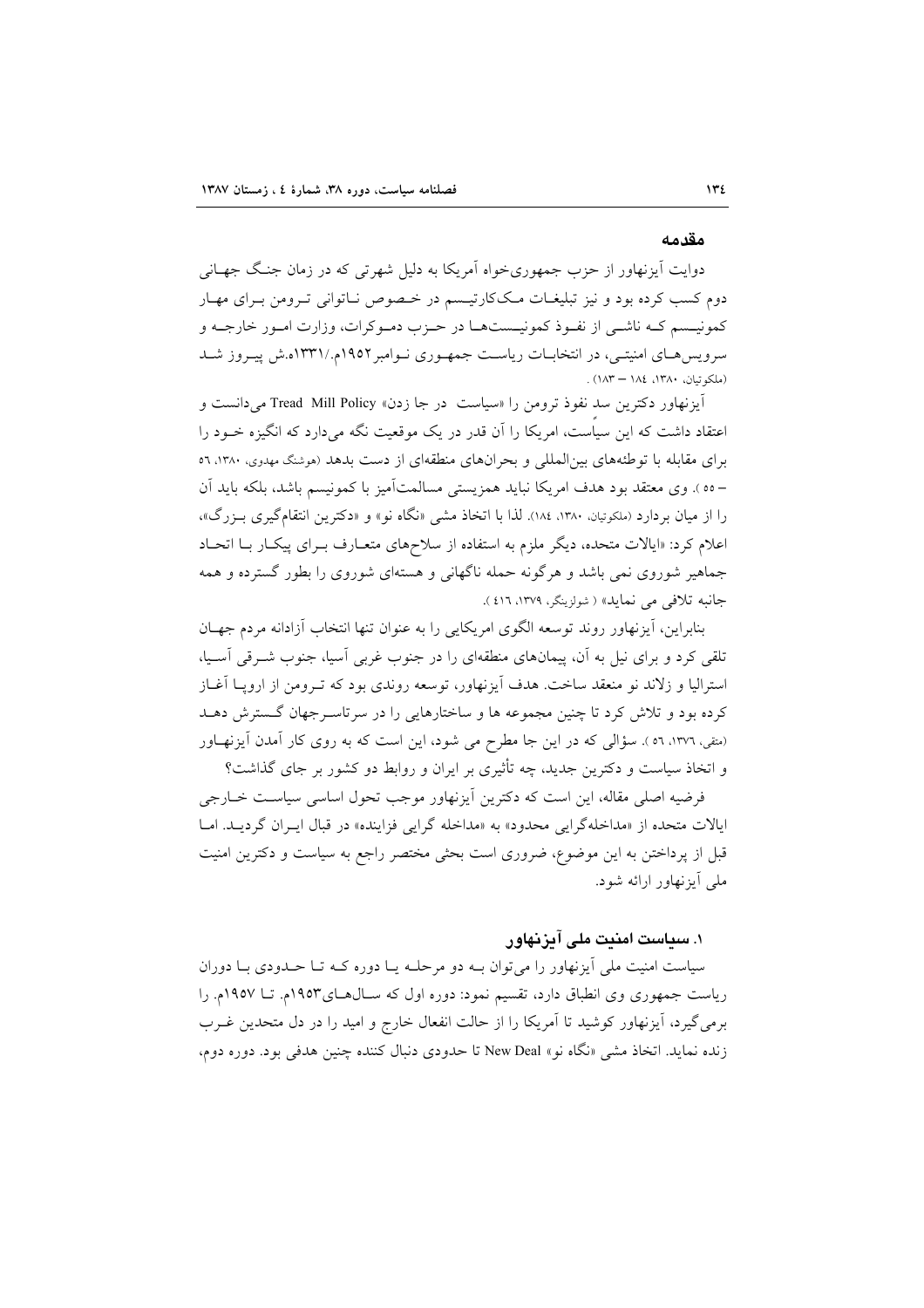## مقدمه

دوایت آیزنهاور از حزب جمهوری‌خواه آمریکا به دلیل شهرتی که در زمان جنگ جهانی دوم کسب کرده بود و نیز تبلیغات مک‌کارتیسم در خصوص ناتوانی ترومن برای مهار کمونیسم که ناشی از نفوذ کمونیست‌ها در حزب دموکرات، وزارت امور خارجه و سرویس‌های امنیتی، در انتخابات ریاست جمهوری نوامبر ۱۹۵۲م./۱۳۳۱ه.ش پیروز شد (ملکوتیان، ۱۳۸۰، ۱۸۴ – ۱۸۳) .

آیزنهاور دکترین سد نفوذ ترومن را «سیاست در جا زدن» Tread Mill Policy می‌دانست و اعتقاد داشت که این سیاست، امریکا را آن قدر در یک موقعیت نگه می‌دارد که انگیزه خود را برای مقابله با توطئه‌های بین‌المللی و بحران‌های منطقه‌ای از دست بدهد (هوشنگ مهدوی، ۱۳۸۰، ۵۶ – ۵۵ ). وی معتقد بود هدف امریکا نباید همزیستی مسالمت‌آمیز با کمونیسم باشد، بلکه باید آن را از میان بردارد (ملکوتیان، ۱۳۸۰، ۱۸٤). لذا با اتخاذ مشی «نگاه نو» و «دکترین انتقام‌گیری بزرگ»، اعلام کرد: «ایالات متحده، دیگر ملزم به استفاده از سلاح‌های متعارف برای پیکار با اتحاد جماهیر شوروی نمی باشد و هرگونه حمله ناگهانی و هسته‌ای شوروی را بطور گسترده و همه جانبه تلافی می نماید» ( شولزینگر، ۱۳۷۹، ٤۱٦ ).

بنابراین، آیزنهاور روند توسعه الگوی امریکایی را به عنوان تنها انتخاب آزادانه مردم جهان تلقی کرد و برای نیل به آن، پیمان‌های منطقه‌ای را در جنوب غربی آسیا، جنوب شرقی آسیا، استرالیا و زلاند نو منعقد ساخت. هدف آیزنهاور، توسعه روندی بود که ترومن از اروپا آغاز کرده بود و تلاش کرد تا چنین مجموعه ها و ساختارهایی را در سرتاسرجهان گسترش دهد (متقی، ۱۳۷٦، ٥٦ ). سؤالی که در این جا مطرح می شود، این است که به روی کار آمدن آیزنهاور و اتخاذ سیاست و دکترین جدید، چه تأثیری بر ایران و روابط دو کشور بر جای گذاشت؟

فرضیه اصلی مقاله، این است که دکترین آیزنهاور موجب تحول اساسی سیاست خارجی ایالات متحده از «مداخله‌گرایی محدود» به «مداخله گرایی فزاینده» در قبال ایران گردید. اما قبل از پرداختن به این موضوع، ضروری است بحثی مختصر راجع به سیاست و دکترین امنیت ملی آیزنهاور ارائه شود.

### ۱. سیاست امنیت ملی آیزنهاور

سیاست امنیت ملی آیزنهاور را می‌توان به دو مرحله یا دوره که تا حدودی با دوران ریاست جمهوری وی انطباق دارد، تقسیم نمود: دوره اول که سال‌های۱۹۵۳م. تا ۱۹۵۷م. را برمی‌گیرد، آیزنهاور کوشید تا آمریکا را از حالت انفعال خارج و امید را در دل متحدین غرب زنده نماید. اتخاذ مشی «نگاه نو» New Deal تا حدودی دنبال کننده چنین هدفی بود. دوره دوم،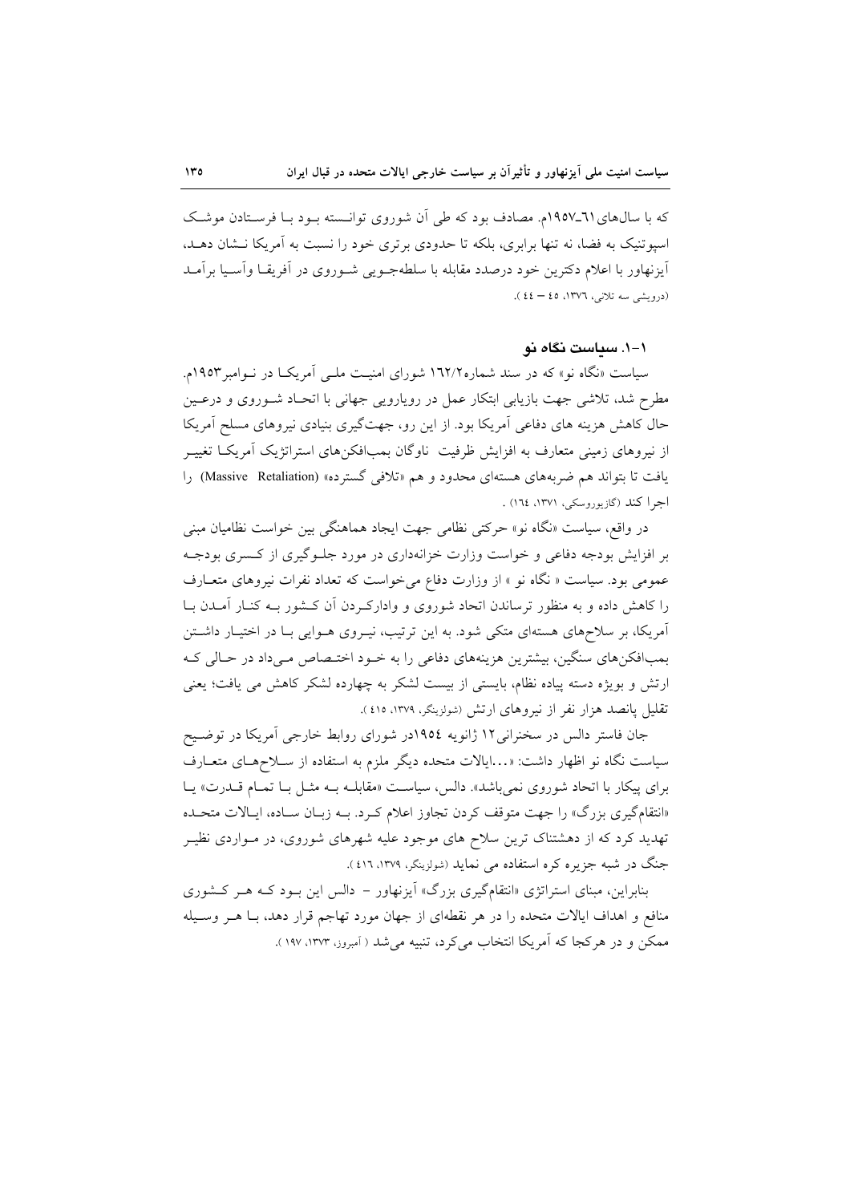که با سال‌های۶۱ـ۱۹۵۷م. مصادف بود که طی آن شوروی توانسته بود با فرستادن موشک اسپوتنیک به فضا، نه تنها برابری، بلکه تا حدودی برتری خود را نسبت به آمریکا نشان دهد، آیزنهاور با اعلام دکترین خود درصدد مقابله با سلطه‌جویی شوروی در آفریقا وآسیا برآمد (درویشی سه تلانی، ۱۳۷۶، ۴۵ – ۴۴ ).

### ۱-۱. سیاست نگاه نو

سیاست «نگاه نو» که در سند شماره۱۶۲/۲ شورای امنیت ملی آمریکا در نوامبر۱۹۵۳م. مطرح شد، تلاشی جهت بازیابی ابتکار عمل در رویارویی جهانی با اتحاد شوروی و درعین حال کاهش هزینه های دفاعی آمریکا بود. از این رو، جهت‌گیری بنیادی نیروهای مسلح آمریکا از نیروهای زمینی متعارف به افزایش ظرفیت ناوگان بمب‌افکن‌های استراتژیک آمریکا تغییر یافت تا بتواند هم ضربه‌های هسته‌ای محدود و هم «تلافی گسترده» (Massive Retaliation) را اجرا کند (گازیوروسکی، ۱۳۷۱، ۱۶۴) .

در واقع، سیاست «نگاه نو» حرکتی نظامی جهت ایجاد هماهنگی بین خواست نظامیان مبنی بر افزایش بودجه دفاعی و خواست وزارت خزانه‌داری در مورد جلوگیری از کسری بودجه عمومی بود. سیاست « نگاه نو » از وزارت دفاع می‌خواست که تعداد نفرات نیروهای متعارف را کاهش داده و به منظور ترساندن اتحاد شوروی و وادارکردن آن کشور به کنار آمدن با آمریکا، بر سلاح‌های هسته‌ای متکی شود. به این ترتیب، نیروی هوایی با در اختیار داشتن بمب‌افکن‌های سنگین، بیشترین هزینه‌های دفاعی را به خود اختصاص می‌داد در حالی که ارتش و بویژه دسته پیاده نظام، بایستی از بیست لشکر به چهارده لشکر کاهش می یافت؛ یعنی تقلیل پانصد هزار نفر از نیروهای ارتش (شولزینگر، ۱۳۷۹، ۴۱۵ ).

جان فاستر دالس در سخنرانی۱۲ ژانویه ۱۹۵۴در شورای روابط خارجی آمریکا در توضیح سیاست نگاه نو اظهار داشت: «...ایالات متحده دیگر ملزم به استفاده از سلاح‌های متعارف برای پیکار با اتحاد شوروی نمی‌باشد». دالس، سیاست «مقابله به مثل با تمام قدرت» یا «انتقام‌گیری بزرگ» را جهت متوقف کردن تجاوز اعلام کرد. به زبان ساده، ایالات متحده تهدید کرد که از دهشتناک ترین سلاح های موجود علیه شهرهای شوروی، در مواردی نظیر جنگ در شبه جزیره کره استفاده می نماید (شولزینگر، ۱۳۷۹، ۴۱۶ ).

بنابراین، مبنای استراتژی «انتقام‌گیری بزرگ» آیزنهاور – دالس این بود که هر کشوری منافع و اهداف ایالات متحده را در هر نقطه‌ای از جهان مورد تهاجم قرار دهد، با هر وسیله ممکن و در هرکجا که آمریکا انتخاب می‌کرد، تنبیه می‌شد ( آمبروز، ۱۳۷۳، ۱۹۷ ).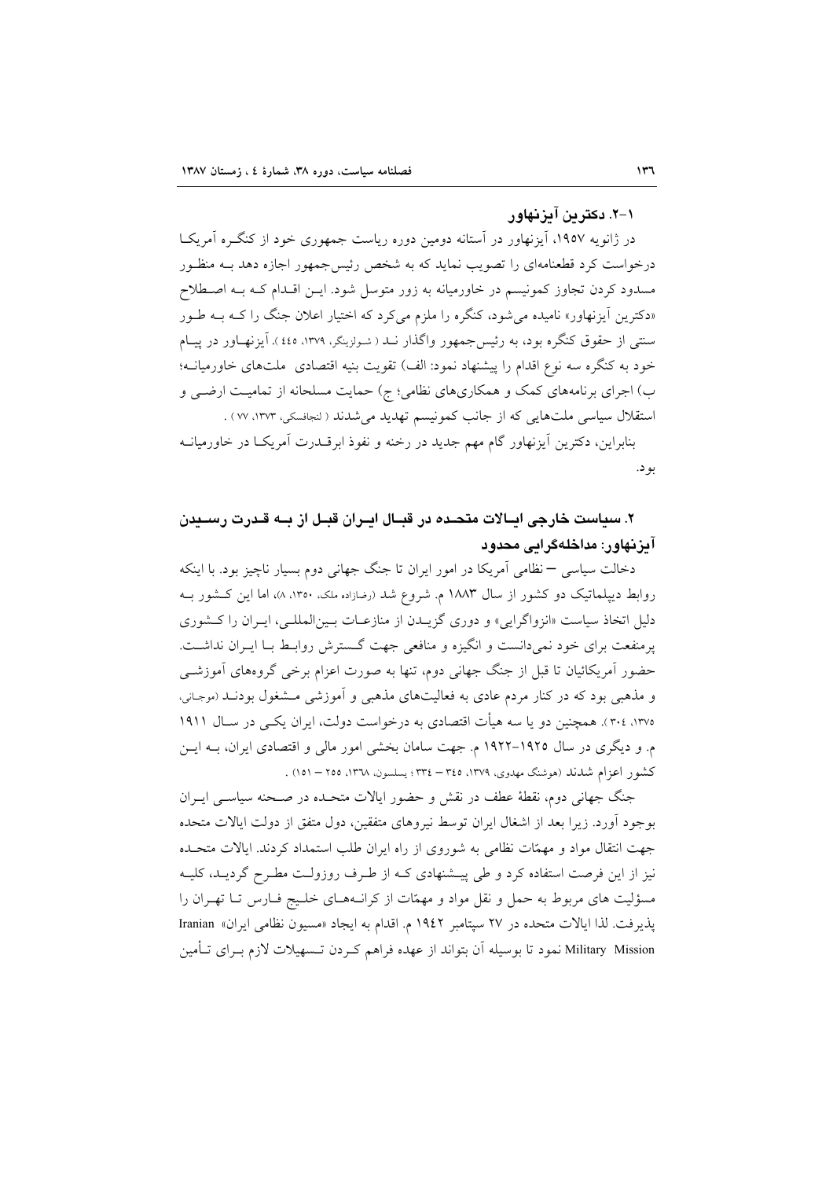### ۱-۲. دکترین آیزنهاور

در ژانویه ۱۹۵۷، آیزنهاور در آستانه دومین دوره ریاست جمهوری خود از کنگره آمریکا درخواست کرد قطعنامه‌ای را تصویب نماید که به شخص رئیس‌جمهور اجازه دهد به منظور مسدود کردن تجاوز کمونیسم در خاورمیانه به زور متوسل شود. این اقدام که به اصطلاح «دکترین آیزنهاور» نامیده می‌شود، کنگره را ملزم می‌کرد که اختیار اعلان جنگ را که به طور سنتی از حقوق کنگره بود، به رئیس‌جمهور واگذار نـد ( شـولزینگر، ۱۳۷۹، ٤٤٥ ). آیزنهاور در پیام خود به کنگره سه نوع اقدام را پیشنهاد نمود: الف) تقویت بنیه اقتصادی ملت‌های خاورمیانه؛ ب) اجرای برنامه‌های کمک و همکاری‌های نظامی؛ ج) حمایت مسلحانه از تمامیت ارضی و استقلال سیاسی ملت‌هایی که از جانب کمونیسم تهدید می‌شدند ( لنچافسکی، ۱۳۷۳، ۷۷ ) .

بنابراین، دکترین آیزنهاور گام مهم جدید در رخنه و نفوذ ابرقدرت آمریکا در خاورمیانه بود.

## ۲. سیاست خارجی ایالات متحده در قبال ایران قبل از به قدرت رسیدن آیزنهاور: مداخله‌گرایی محدود

دخالت سیاسی – نظامی آمریکا در امور ایران تا جنگ جهانی دوم بسیار ناچیز بود. با اینکه روابط دیپلماتیک دو کشور از سال ۱۸۸۳ م. شروع شد (رضازاده ملک، ۱۳۵۰، ۸)، اما این کشور به دلیل اتخاذ سیاست «انزواگرایی» و دوری گزیدن از منازعات بین‌المللی، ایران را کشوری پرمنفعت برای خود نمی‌دانست و انگیزه و منافعی جهت گسترش روابط با ایران نداشت. حضور آمریکائیان تا قبل از جنگ جهانی دوم، تنها به صورت اعزام برخی گروه‌های آموزشی و مذهبی بود که در کنار مردم عادی به فعالیت‌های مذهبی و آموزشی مشغول بودند (موجانی، ۱۳۷۵، ۳۰٤ ). همچنین دو یا سه هیأت اقتصادی به درخواست دولت، ایران یکی در سال ۱۹۱۱ م. و دیگری در سال ۱۹۲۵-۱۹۲۲ م. جهت سامان بخشی امور مالی و اقتصادی ایران، به این کشور اعزام شدند (هوشنگ مهدوی، ۱۳۷۹، ۳٤٥ – ۳۳٤ ؛ یسلسون، ۱۳٦۸، ۲۵۵ – ۱۵۱) .

جنگ جهانی دوم، نقطهٔ عطف در نقش و حضور ایالات متحده در صحنه سیاسی ایران بوجود آورد. زیرا بعد از اشغال ایران توسط نیروهای متفقین، دول متفق از دولت ایالات متحده جهت انتقال مواد و مهمّات نظامی به شوروی از راه ایران طلب استمداد کردند. ایالات متحده نیز از این فرصت استفاده کرد و طی پیشنهادی که از طرف روزولت مطرح گردید، کلیه مسؤلیت های مربوط به حمل و نقل مواد و مهمّات از کرانه‌های خلیج فارس تا تهران را پذیرفت. لذا ایالات متحده در ۲۷ سپتامبر ۱۹٤۲ م. اقدام به ایجاد «مسیون نظامی ایران» Iranian Military Mission نمود تا بوسیله آن بتواند از عهده فراهم کردن تسهیلات لازم برای تأمین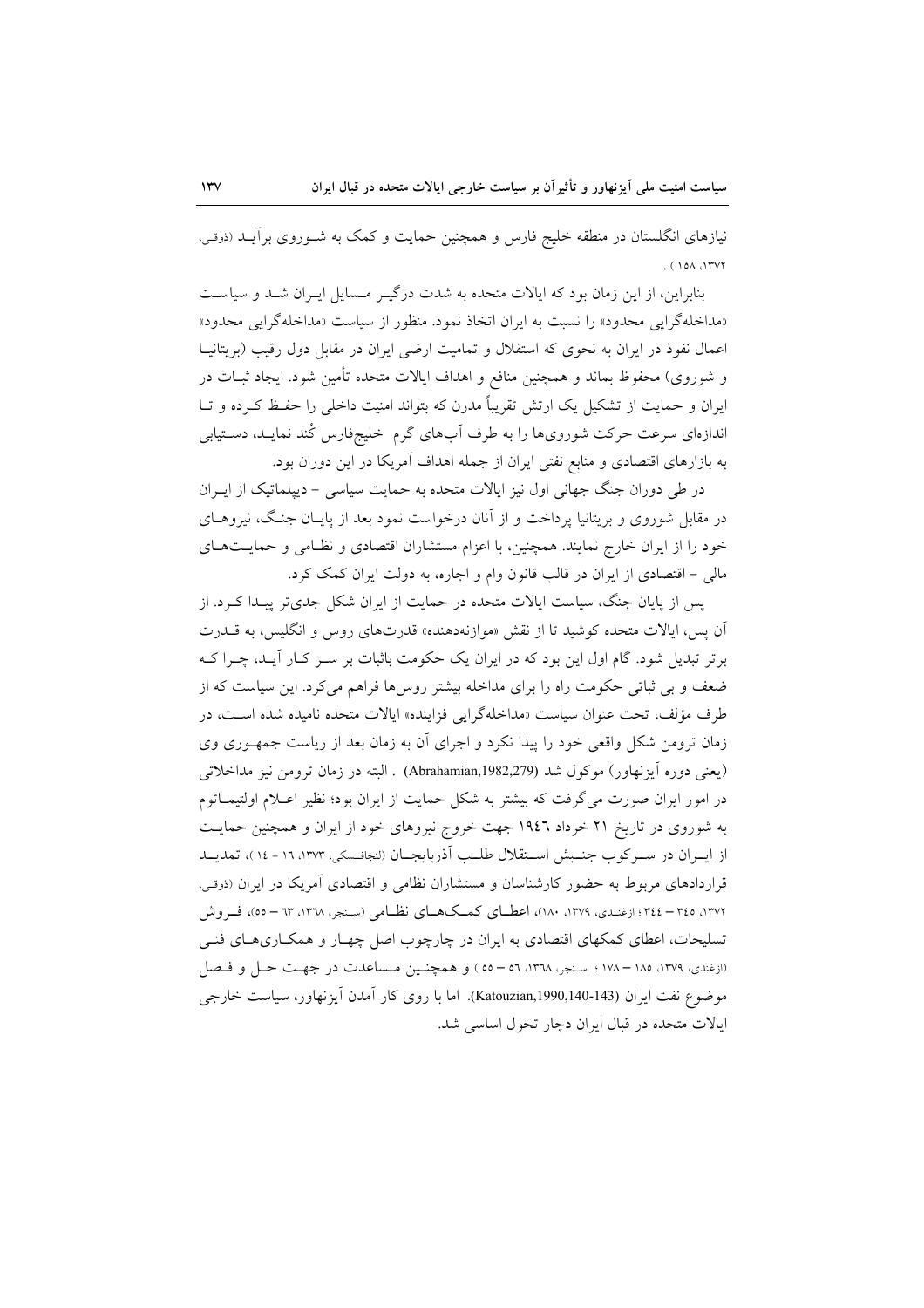نیازهای انگلستان در منطقه خلیج فارس و همچنین حمایت و کمک به شوروی برآیـد (ذوقی، ۱۳۷۲، ۱۵۸ ).

بنابراین، از این زمان بود که ایالات متحده به شدت درگیـر مسایل ایـران شـد و سیاسـت «مداخله‌گرایی محدود» را نسبت به ایران اتخاذ نمود. منظور از سیاست «مداخله‌گرایی محدود» اعمال نفوذ در ایران به نحوی که استقلال و تمامیت ارضی ایران در مقابل دول رقیب (بریتانیـا و شوروی) محفوظ بماند و همچنین منافع و اهداف ایالات متحده تأمین شود. ایجاد ثبـات در ایران و حمایت از تشکیل یک ارتش تقریباً مدرن که بتواند امنیت داخلی را حفـظ کـرده و تـا اندازه‌ای سرعت حرکت شوروی‌ها را به طرف آب‌های گرم خلیج‌فارس کُند نمایـد، دسـتیابی به بازارهای اقتصادی و منابع نفتی ایران از جمله اهداف آمریکا در این دوران بود.

در طی دوران جنگ جهانی اول نیز ایالات متحده به حمایت سیاسی - دیپلماتیک از ایـران در مقابل شوروی و بریتانیا پرداخت و از آنان درخواست نمود بعد از پایـان جنـگ، نیروهـای خود را از ایران خارج نمایند. همچنین، با اعزام مستشاران اقتصادی و نظـامی و حمایـت‌هـای مالی - اقتصادی از ایران در قالب قانون وام و اجاره، به دولت ایران کمک کرد.

پس از پایان جنگ، سیاست ایالات متحده در حمایت از ایران شکل جدی‌تر پیـدا کـرد. از آن پس، ایالات متحده کوشید تا از نقش «موازنه‌دهنده» قدرت‌های روس و انگلیس، به قـدرت برتر تبدیل شود. گام اول این بود که در ایران یک حکومت باثبات بر سـر کـار آیـد، چـرا کـه ضعف و بی ثباتی حکومت راه را برای مداخله بیشتر روس‌ها فراهم می‌کرد. این سیاست که از طرف مؤلف، تحت عنوان سیاست «مداخله‌گرایی فزاینده» ایالات متحده نامیده شده اسـت، در زمان ترومن شکل واقعی خود را پیدا نکرد و اجرای آن به زمان بعد از ریاست جمهـوری وی (یعنی دوره آیزنهاور) موکول شد (Abrahamian,1982,279) . البته در زمان ترومن نیز مداخلاتی در امور ایران صورت می‌گرفت که بیشتر به شکل حمایت از ایران بود؛ نظیر اعـلام اولتیمـاتوم به شوروی در تاریخ ۲۱ خرداد ۱۹٤٦ جهت خروج نیروهای خود از ایران و همچنین حمایـت از ایـران در سـرکوب جنـبش اسـتقلال طلـب آذربایجـان (نجافسکی، ۱۳۷۳، ۱٦ - ۱٤)، تمدیـد قراردادهای مربوط به حضور کارشناسان و مستشاران نظامی و اقتصادی آمریکا در ایران (ذوقی، ۱۳۷۲، ۳٤٥ – ۳٤٤ ؛ ازغندی، ۱۳۷۹، ۱۸۰)، اعطـای کمـک‌هـای نظـامی (سـنجر، ۱۳٦۸، ٦۳ – ٥٥)، فـروش تسلیحات، اعطای کمکهای اقتصادی به ایران در چارچوب اصل چهـار و همکـاری‌هـای فنـی (ازغندی، ۱۳۷۹، ۱۸٥ – ۱۷۸ ؛ سـنجر، ۱۳٦۸، ٥٦ – ٥٥ ) و همچنـین مـساعدت در جهـت حـل و فـصل موضوع نفت ایران (Katouzian,1990,140-143). اما با روی کار آمدن آیزنهاور، سیاست خارجی ایالات متحده در قبال ایران دچار تحول اساسی شد.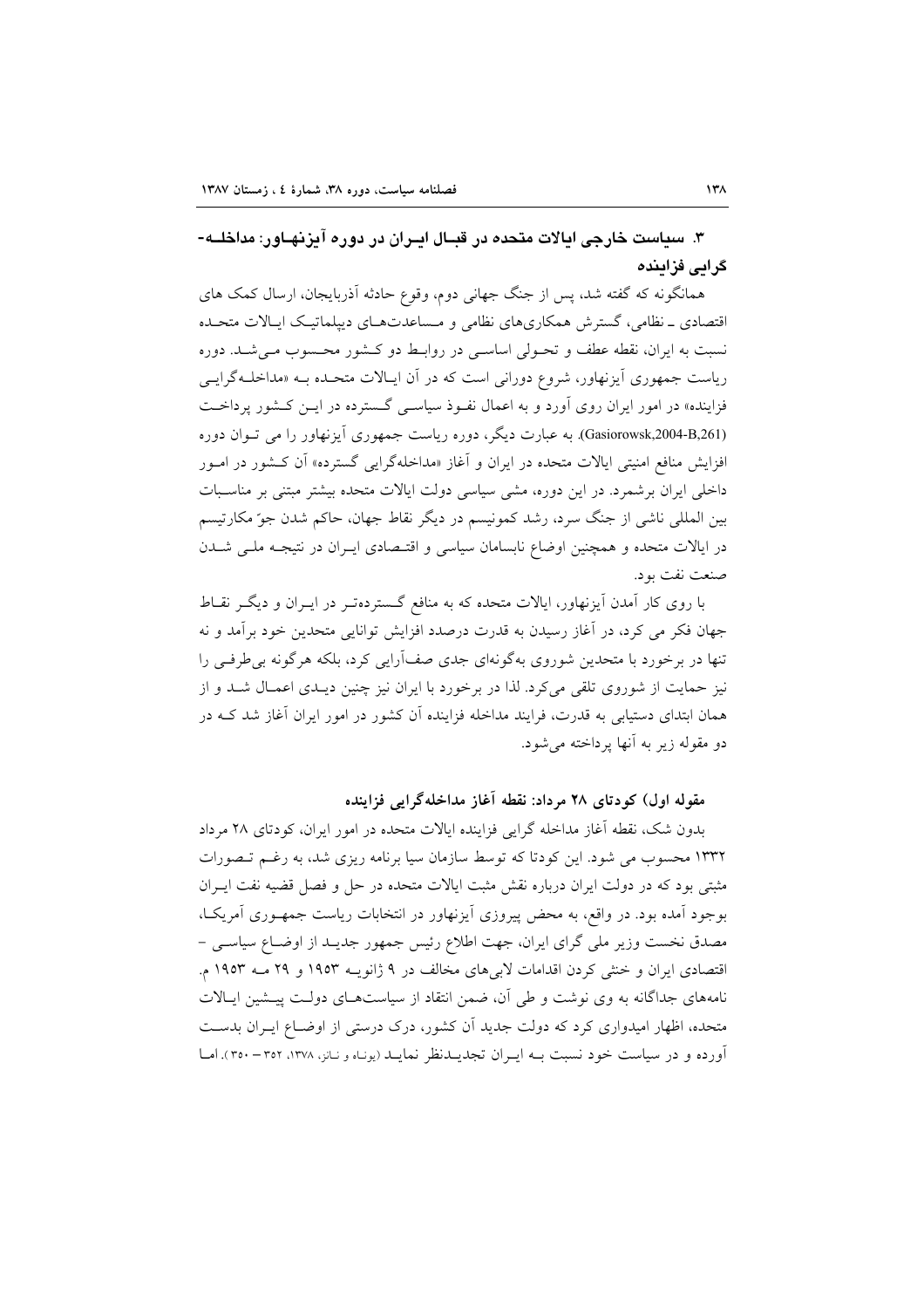## ۳. سیاست خارجی ایالات متحده در قبال ایـران در دوره آیزنهـاور: مداخلـه-گرایی فزاینده

همانگونه که گفته شد، پس از جنگ جهانی دوم، وقوع حادثه آذربایجان، ارسال کمک های اقتصادی ـ نظامی، گسترش همکاری‌های نظامی و مـساعدت‌هـای دیپلماتیـک ایـالات متحـده نسبت به ایران، نقطه عطف و تحـولی اساسـی در روابـط دو کـشور محـسوب مـی‌شـد. دوره ریاست جمهوری آیزنهاور، شروع دورانی است که در آن ایـالات متحـده بـه «مداخلـه‌گرایـی فزاینده» در امور ایران روی آورد و به اعمال نفـوذ سیاسـی گـسترده در ایـن کـشور پرداخـت (Gasiorowsk,2004-B,261). به عبارت دیگر، دوره ریاست جمهوری آیزنهاور را می تـوان دوره افزایش منافع امنیتی ایالات متحده در ایران و آغاز «مداخله‌گرایی گسترده» آن کـشور در امـور داخلی ایران برشمرد. در این دوره، مشی سیاسی دولت ایالات متحده بیشتر مبتنی بر مناسـبات بین المللی ناشی از جنگ سرد، رشد کمونیسم در دیگر نقاط جهان، حاکم شدن جوّ مکارتیسم در ایالات متحده و همچنین اوضاع نابسامان سیاسی و اقتـصادی ایـران در نتیجـه ملـی شـدن صنعت نفت بود.

با روی کار آمدن آیزنهاور، ایالات متحده که به منافع گـسترده‌تـر در ایـران و دیگـر نقـاط جهان فکر می کرد، در آغاز رسیدن به قدرت درصدد افزایش توانایی متحدین خود برآمد و نه تنها در برخورد با متحدین شوروی به‌گونه‌ای جدی صف‌آرایی کرد، بلکه هرگونه بی‌طرفـی را نیز حمایت از شوروی تلقی می‌کرد. لذا در برخورد با ایران نیز چنین دیـدی اعمـال شـد و از همان ابتدای دستیابی به قدرت، فرایند مداخله فزاینده آن کشور در امور ایران آغاز شد کـه در دو مقوله زیر به آنها پرداخته می‌شود.

### مقوله اول) کودتای ۲۸ مرداد: نقطه آغاز مداخله‌گرایی فزاینده

بدون شک، نقطه آغاز مداخله گرایی فزاینده ایالات متحده در امور ایران، کودتای ۲۸ مرداد ۱۳۳۲ محسوب می شود. این کودتا که توسط سازمان سیا برنامه ریزی شد، به رغـم تـصورات مثبتی بود که در دولت ایران درباره نقش مثبت ایالات متحده در حل و فصل قضیه نفت ایـران بوجود آمده بود. در واقع، به محض پیروزی آیزنهاور در انتخابات ریاست جمهـوری آمریکـا، مصدق نخست وزیر ملی گرای ایران، جهت اطلاع رئیس جمهور جدیـد از اوضـاع سیاسـی – اقتصادی ایران و خنثی کردن اقدامات لابی‌های مخالف در ۹ ژانویـه ۱۹۵۳ و ۲۹ مـه ۱۹۵۳ م. نامه‌های جداگانه به وی نوشت و طی آن، ضمن انتقاد از سیاست‌هـای دولـت پیـشین ایـالات متحده، اظهار امیدواری کرد که دولت جدید آن کشور، درک درستی از اوضـاع ایـران بدسـت آورده و در سیاست خود نسبت بـه ایـران تجدیـدنظر نمایـد (یونـاه و نـانز، ۱۳۷۸، ۳۵۲ – ۳۵۰). امـا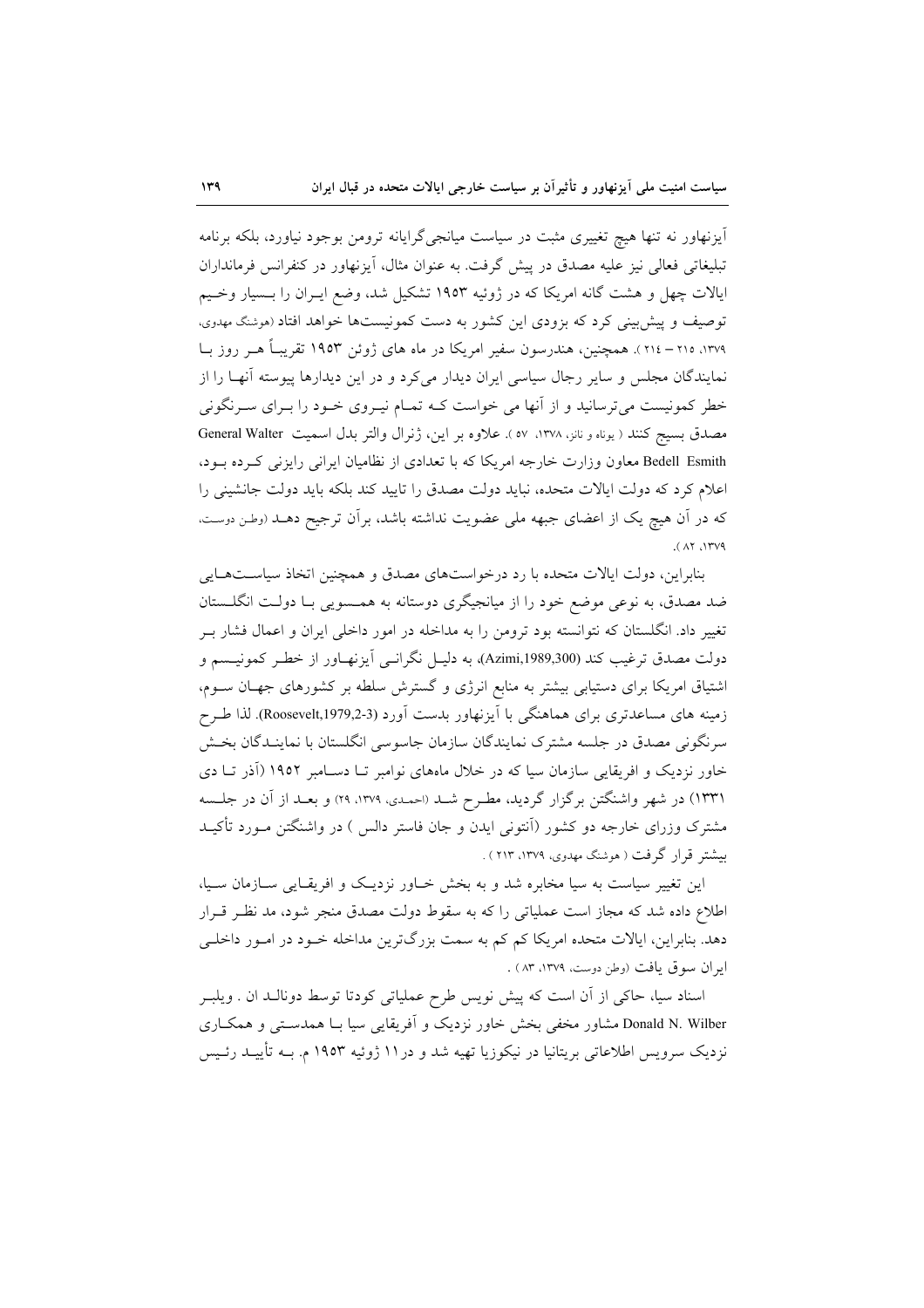آیزنهاور نه تنها هیچ تغییری مثبت در سیاست میانجی‌گرایانه ترومن بوجود نیاورد، بلکه برنامه تبلیغاتی فعالی نیز علیه مصدق در پیش گرفت. به عنوان مثال، آیزنهاور در کنفرانس فرمانداران ایالات چهل و هشت گانه امریکا که در ژوئیه ۱۹۵۳ تشکیل شد، وضع ایـران را بـسیار وخـیم توصیف و پیش‌بینی کرد که بزودی این کشور به دست کمونیست‌ها خواهد افتاد (هوشنگ مهدوی، ۱۳۷۹، ۲۱۵ – ۲۱٤ ). همچنین، هندرسون سفیر امریکا در ماه های ژوئن ۱۹۵۳ تقریباً هـر روز بـا نمایندگان مجلس و سایر رجال سیاسی ایران دیدار می‌کرد و در این دیدارها پیوسته آنهـا را از خطر کمونیست می‌ترسانید و از آنها می خواست کـه تمـام نیـروی خـود را بـرای سـرنگونی مصدق بسیج کنند ( یوناه و نانز، ۱۳۷۸، ۵۷ ). علاوه بر این، ژنرال والتر بدل اسمیت General Walter Bedell Esmith معاون وزارت خارجه امریکا که با تعدادی از نظامیان ایرانی رایزنی کـرده بـود، اعلام کرد که دولت ایالات متحده، نباید دولت مصدق را تایید کند بلکه باید دولت جانشینی را که در آن هیچ یک از اعضای جبهه ملی عضویت نداشته باشد، برآن ترجیح دهـد (وطـن دوسـت، ۱۳۷۹، ۸۲ ).

بنابراین، دولت ایالات متحده با رد درخواست‌های مصدق و همچنین اتخاذ سیاسـت‌هـایی ضد مصدق، به نوعی موضع خود را از میانجیگری دوستانه به همـسویی بـا دولـت انگلـستان تغییر داد. انگلستان که نتوانسته بود ترومن را به مداخله در امور داخلی ایران و اعمال فشار بـر دولت مصدق ترغیب کند (Azimi,1989,300)، به دلیـل نگرانـی آیزنهـاور از خطـر کمونیـسم و اشتیاق امریکا برای دستیابی بیشتر به منابع انرژی و گسترش سلطه بر کشورهای جهـان سـوم، زمینه های مساعدتری برای هماهنگی با آیزنهاور بدست آورد (Roosevelt,1979,2-3). لذا طـرح سرنگونی مصدق در جلسه مشترک نمایندگان سازمان جاسوسی انگلستان با نماینـدگان بخـش خاور نزدیک و افریقایی سازمان سیا که در خلال ماههای نوامبر تـا دسـامبر ۱۹۵۲ (آذر تـا دی ۱۳۳۱) در شهر واشنگتن برگزار گردید، مطـرح شـد (احمـدی، ۱۳۷۹، ۲۹) و بعـد از آن در جلـسه مشترک وزرای خارجه دو کشور (آنتونی ایدن و جان فاستر دالس ) در واشنگتن مـورد تأکیـد بیشتر قرار گرفت ( هوشنگ مهدوی، ۱۳۷۹، ۲۱۳ ) .

این تغییر سیاست به سیا مخابره شد و به بخش خـاور نزدیـک و افریقـایی سـازمان سـیا، اطلاع داده شد که مجاز است عملیاتی را که به سقوط دولت مصدق منجر شود، مد نظـر قـرار دهد. بنابراین، ایالات متحده امریکا کم کم به سمت بزرگ‌ترین مداخله خـود در امـور داخلـی ایران سوق یافت (وطن دوست، ۱۳۷۹، ۸۳ ) .

اسناد سیا، حاکی از آن است که پیش نویس طرح عملیاتی کودتا توسط دونالـد ان . ویلبـر Donald N. Wilber مشاور مخفی بخش خاور نزدیک و آفریقایی سیا بـا همدسـتی و همکـاری نزدیک سرویس اطلاعاتی بریتانیا در نیکوزیا تهیه شد و در ۱۱ ژوئیه ۱۹۵۳ م. بـه تأییـد رئـیس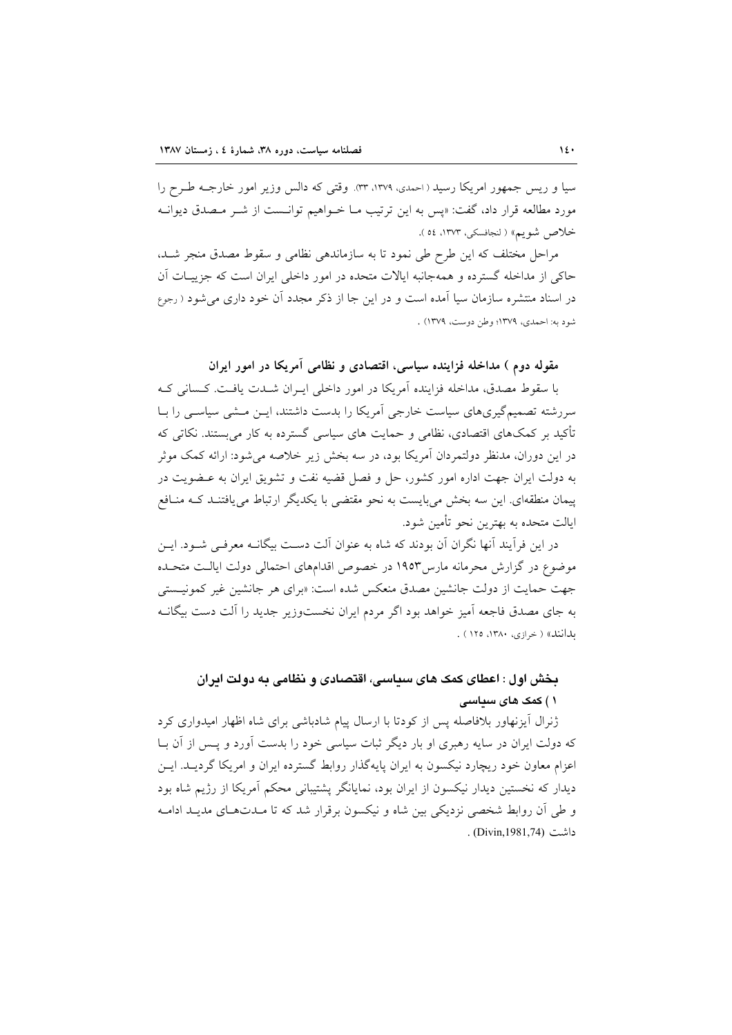سیا و ریس جمهور امریکا رسید ( احمدی، ۱۳۷۹، ۳۳). وقتی که دالس وزیر امور خارجـه طـرح را مورد مطالعه قرار داد، گفت: «پس به این ترتیب مـا خـواهیم توانـست از شـر مـصدق دیوانـه خلاص شویم» ( لنجافسکی، ۱۳۷۳، ٥٤ ).

مراحل مختلف که این طرح طی نمود تا به سازماندهی نظامی و سقوط مصدق منجر شـد، حاکی از مداخله گسترده و همه‌جانبه ایالات متحده در امور داخلی ایران است که جزییـات آن در اسناد منتشره سازمان سیا آمده است و در این جا از ذکر مجدد آن خود داری می‌شود ( رجوع شود به: احمدی، ۱۳۷۹؛ وطن دوست، ۱۳۷۹) .

**مقوله دوم ) مداخله فزاینده سیاسی، اقتصادی و نظامی آمریکا در امور ایران**

با سقوط مصدق، مداخله فزاینده آمریکا در امور داخلی ایـران شـدت یافـت. کـسانی کـه سررشته تصمیم‌گیری‌های سیاست خارجی آمریکا را بدست داشتند، ایـن مـشی سیاسـی را بـا تأکید بر کمک‌های اقتصادی، نظامی و حمایت های سیاسی گسترده به کار می‌بستند. نکاتی که در این دوران، مدنظر دولتمردان آمریکا بود، در سه بخش زیر خلاصه می‌شود: ارائه کمک موثر به دولت ایران جهت اداره امور کشور، حل و فصل قضیه نفت و تشویق ایران به عـضویت در پیمان منطقه‌ای. این سه بخش می‌بایست به نحو مقتضی با یکدیگر ارتباط می‌یافتنـد کـه منـافع ایالت متحده به بهترین نحو تأمین شود.

در این فرآیند آنها نگران آن بودند که شاه به عنوان آلت دسـت بیگانـه معرفـی شـود. ایـن موضوع در گزارش محرمانه مارس۱۹۵۳ در خصوص اقدام‌های احتمالی دولت ایالـت متحـده جهت حمایت از دولت جانشین مصدق منعکس شده است: «برای هر جانشین غیر کمونیـستی به جای مصدق فاجعه آمیز خواهد بود اگر مردم ایران نخست‌وزیر جدید را آلت دست بیگانـه بدانند» ( خرازی، ۱۳۸۰، ۱۲۵ ) .

## بخش اول : اعطای کمک های سیاسی، اقتصادی و نظامی به دولت ایران

### ۱ ) کمک های سیاسی

ژنرال آیزنهاور بلافاصله پس از کودتا با ارسال پیام شادباشی برای شاه اظهار امیدواری کرد که دولت ایران در سایه رهبری او بار دیگر ثبات سیاسی خود را بدست آورد و پـس از آن بـا اعزام معاون خود ریچارد نیکسون به ایران پایه‌گذار روابط گسترده ایران و امریکا گردیـد. ایـن دیدار که نخستین دیدار نیکسون از ایران بود، نمایانگر پشتیبانی محکم آمریکا از رژیم شاه بود و طی آن روابط شخصی نزدیکی بین شاه و نیکسون برقرار شد که تا مـدت‌هـای مدیـد ادامـه داشت (Divin,1981,74) .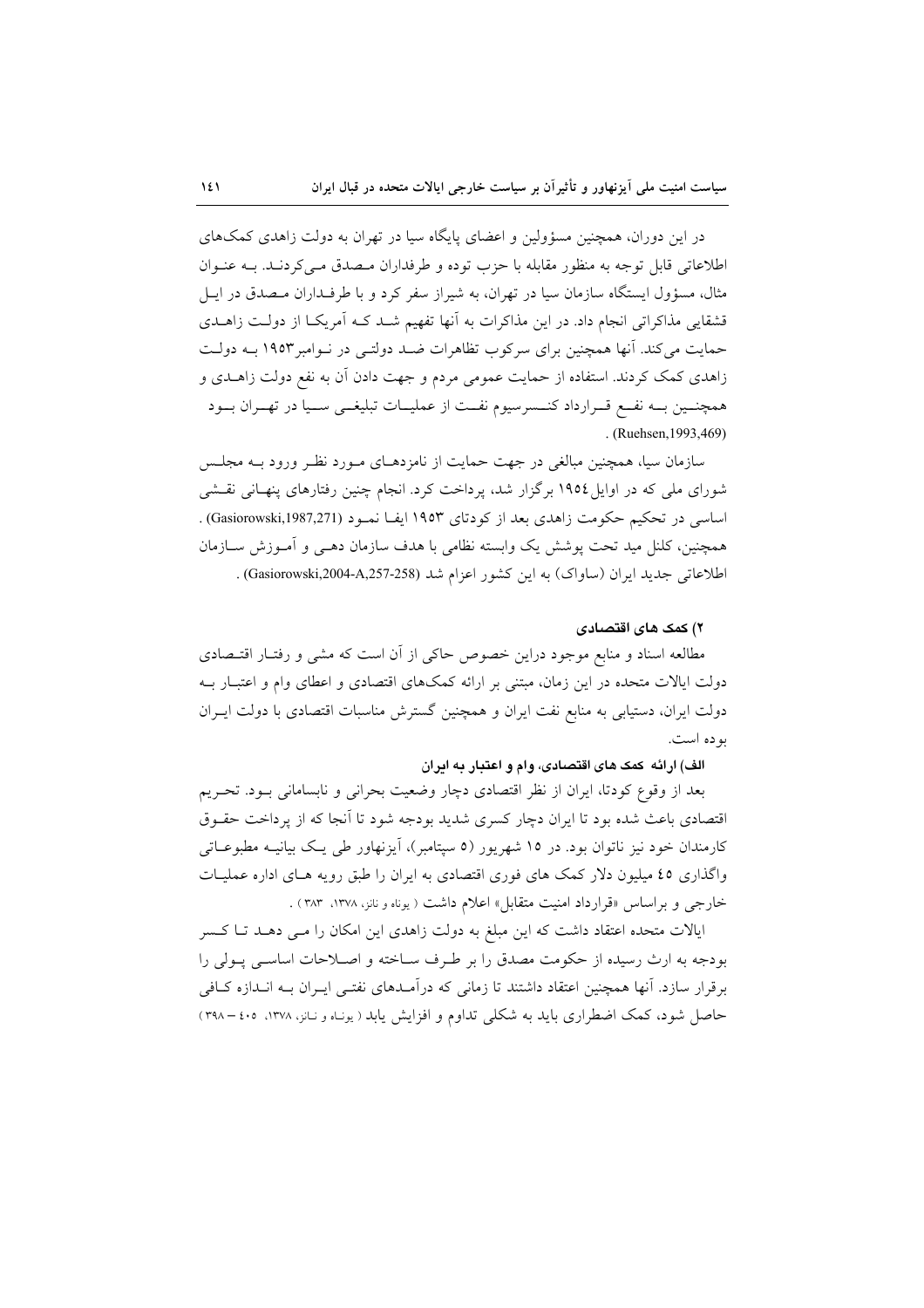در این دوران، همچنین مسؤولین و اعضای پایگاه سیا در تهران به دولت زاهدی کمک‌های اطلاعاتی قابل توجه به منظور مقابله با حزب توده و طرفداران مصدق می‌کردند. به عنوان مثال، مسؤول ایستگاه سازمان سیا در تهران، به شیراز سفر کرد و با طرفداران مصدق در ایل قشقایی مذاکراتی انجام داد. در این مذاکرات به آنها تفهیم شد که آمریکا از دولت زاهدی حمایت می‌کند. آنها همچنین برای سرکوب تظاهرات ضد دولتی در نوامبر۱۹۵۳ به دولت زاهدی کمک کردند. استفاده از حمایت عمومی مردم و جهت دادن آن به نفع دولت زاهدی و همچنین به نفع قرارداد کنسرسیوم نفت از عملیات تبلیغی سیا در تهران بود (Ruehsen,1993,469).

سازمان سیا، همچنین مبالغی در جهت حمایت از نامزدهای مورد نظر ورود به مجلس شورای ملی که در اوایل ۱۹۵٤ برگزار شد، پرداخت کرد. انجام چنین رفتارهای پنهانی نقشی اساسی در تحکیم حکومت زاهدی بعد از کودتای ۱۹۵۳ ایفا نمود (Gasiorowski,1987,271) . همچنین، کلنل مید تحت پوشش یک وابسته نظامی با هدف سازمان دهی و آموزش سازمان اطلاعاتی جدید ایران (ساواک) به این کشور اعزام شد (Gasiorowski,2004-A,257-258) .

### ۲) کمک های اقتصادی

مطالعه اسناد و منابع موجود دراین خصوص حاکی از آن است که مشی و رفتار اقتصادی دولت ایالات متحده در این زمان، مبتنی بر ارائه کمک‌های اقتصادی و اعطای وام و اعتبار به دولت ایران، دستیابی به منابع نفت ایران و همچنین گسترش مناسبات اقتصادی با دولت ایران بوده است.

#### الف) ارائه کمک های اقتصادی، وام و اعتبار به ایران

بعد از وقوع کودتا، ایران از نظر اقتصادی دچار وضعیت بحرانی و نابسامانی بود. تحریم اقتصادی باعث شده بود تا ایران دچار کسری شدید بودجه شود تا آنجا که از پرداخت حقوق کارمندان خود نیز ناتوان بود. در ۱۵ شهریور (۵ سپتامبر)، آیزنهاور طی یک بیانیه مطبوعاتی واگذاری ٤۵ میلیون دلار کمک های اقتصادی فوری به ایران را طبق رویه های اداره عملیات خارجی و براساس «قرارداد امنیت متقابل» اعلام داشت ( یوناه و نانز، ۱۳۷۸، ۳۸۳ ) .

ایالات متحده اعتقاد داشت که این مبلغ به دولت زاهدی این امکان را می دهد تا کسر بودجه به ارث رسیده از حکومت مصدق را بر طرف ساخته و اصلاحات اساسی پولی را برقرار سازد. آنها همچنین اعتقاد داشتند تا زمانی که درآمدهای نفتی ایران به اندازه کافی حاصل شود، کمک اضطراری باید به شکلی تداوم و افزایش یابد ( یوناه و نانز، ۱۳۷۸، ٤۰۵ – ۳۹۸ )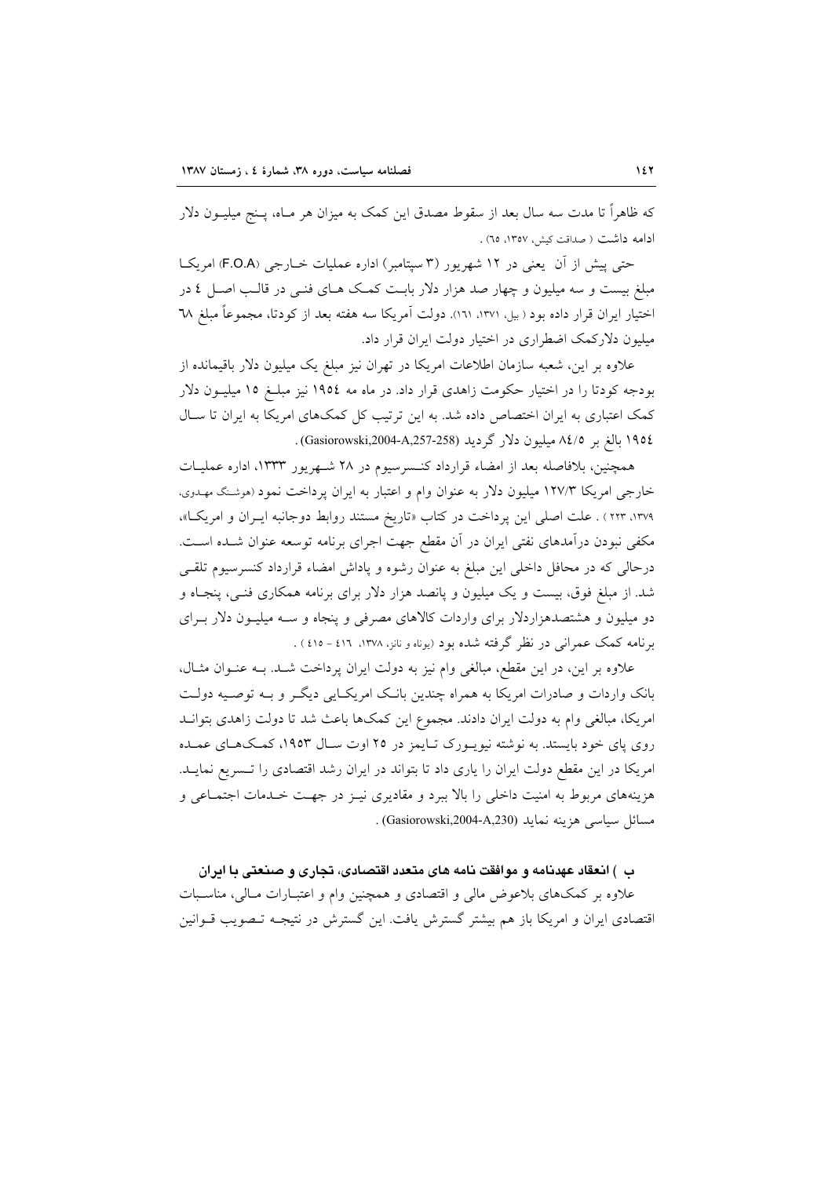که ظاهراً تا مدت سه سال بعد از سقوط مصدق این کمک به میزان هر ماه، پنج میلیون دلار ادامه داشت ( صداقت کیش، ۱۳۵۷، ٦٥) .

حتی پیش از آن یعنی در ١٢ شهریور (٣ سپتامبر) اداره عملیات خارجی (F.O.A) امریکا مبلغ بیست و سه میلیون و چهار صد هزار دلار بابت کمک های فنی در قالب اصل ٤ در اختیار ایران قرار داده بود ( بیل، ۱۳۷۱، ۱٦۱). دولت آمریکا سه هفته بعد از کودتا، مجموعاً مبلغ ٦٨ میلیون دلارکمک اضطراری در اختیار دولت ایران قرار داد.

علاوه بر این، شعبه سازمان اطلاعات امریکا در تهران نیز مبلغ یک میلیون دلار باقیمانده از بودجه کودتا را در اختیار حکومت زاهدی قرار داد. در ماه مه ١٩٥٤ نیز مبلغ ١٥ میلیون دلار کمک اعتباری به ایران اختصاص داده شد. به این ترتیب کل کمک‌های امریکا به ایران تا سال ١٩٥٤ بالغ بر ٨٤/٥ میلیون دلار گردید (Gasiorowski,2004-A,257-258) .

همچنین، بلافاصله بعد از امضاء قرارداد کنسرسیوم در ٢٨ شهریور ١٣٣٣، اداره عملیات خارجی امریکا ١٢٧/٣ میلیون دلار به عنوان وام و اعتبار به ایران پرداخت نمود (هوشنگ مهدوی، ۱۳۷۹، ۲۲۳ ) . علت اصلی این پرداخت در کتاب «تاریخ مستند روابط دوجانبه ایران و امریکا»، مکفی نبودن درآمدهای نفتی ایران در آن مقطع جهت اجرای برنامه توسعه عنوان شده است. درحالی که در محافل داخلی این مبلغ به عنوان رشوه و پاداش امضاء قرارداد کنسرسیوم تلقی شد. از مبلغ فوق، بیست و یک میلیون و پانصد هزار دلار برای برنامه همکاری فنی، پنجاه و دو میلیون و هشتصدهزاردلار برای واردات کالاهای مصرفی و پنجاه و سه میلیون دلار برای برنامه کمک عمرانی در نظر گرفته شده بود (یوناه و نانز، ۱۳۷۸، ٤١٦ - ٤١٥ ) .

علاوه بر این، در این مقطع، مبالغی وام نیز به دولت ایران پرداخت شد. به عنوان مثال، بانک واردات و صادرات امریکا به همراه چندین بانک امریکایی دیگر و به توصیه دولت امریکا، مبالغی وام به دولت ایران دادند. مجموع این کمک‌ها باعث شد تا دولت زاهدی بتواند روی پای خود بایستد. به نوشته نیویورک تایمز در ٢٥ اوت سال ١٩٥٣، کمک‌های عمده امریکا در این مقطع دولت ایران را یاری داد تا بتواند در ایران رشد اقتصادی را تسریع نماید. هزینه‌های مربوط به امنیت داخلی را بالا ببرد و مقادیری نیز در جهت خدمات اجتماعی و مسائل سیاسی هزینه نماید (Gasiorowski,2004-A,230) .

**ب ) انعقاد عهدنامه و موافقت نامه های متعدد اقتصادی، تجاری و صنعتی با ایران**

علاوه بر کمک‌های بلاعوض مالی و اقتصادی و همچنین وام و اعتبارات مالی، مناسبات اقتصادی ایران و امریکا باز هم بیشتر گسترش یافت. این گسترش در نتیجه تصویب قوانین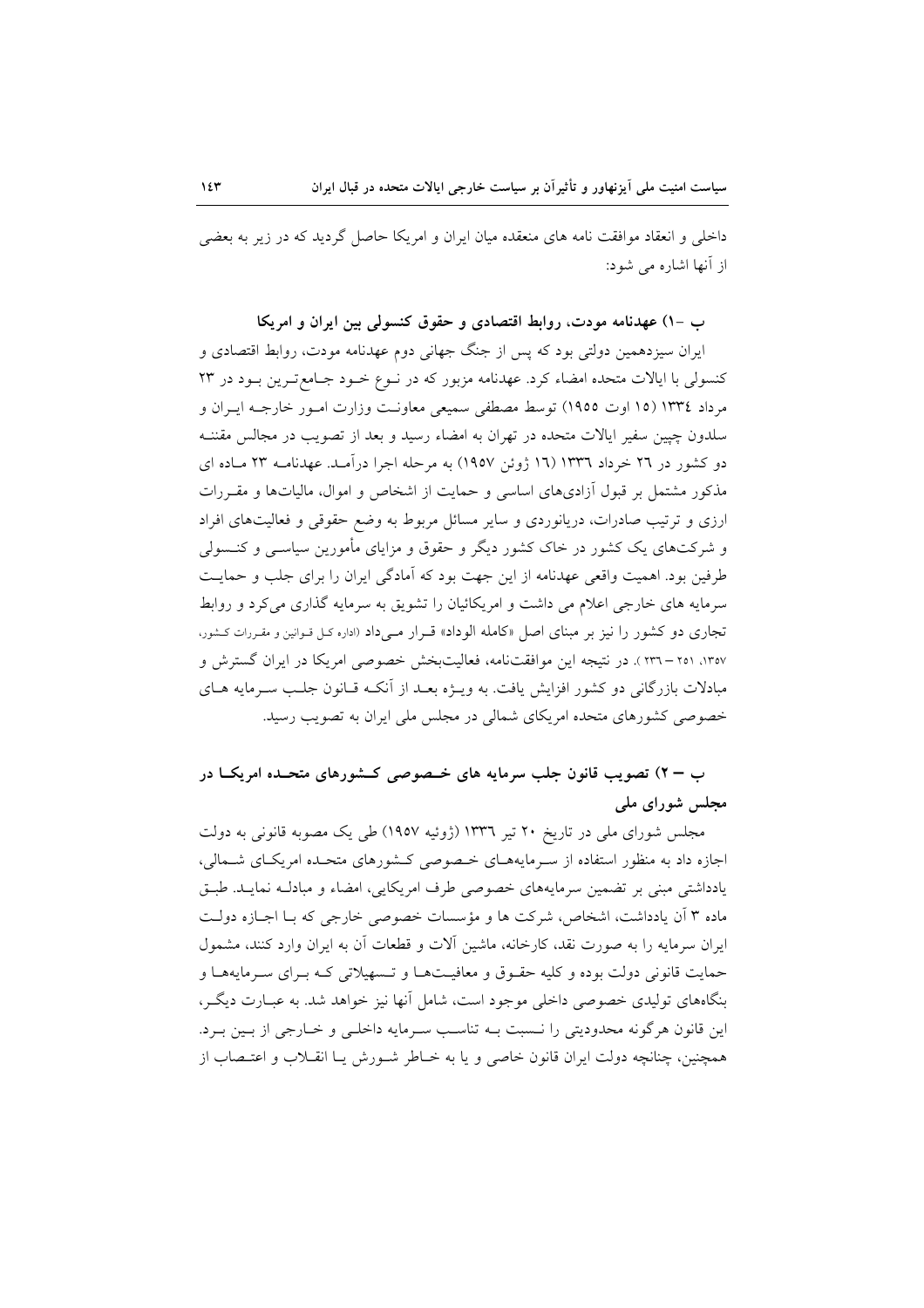داخلی و انعقاد موافقت نامه های منعقده میان ایران و امریکا حاصل گردید که در زیر به بعضی از آنها اشاره می شود:

### ب -۱) عهدنامه مودت، روابط اقتصادی و حقوق کنسولی بین ایران و امریکا

ایران سیزدهمین دولتی بود که پس از جنگ جهانی دوم عهدنامه مودت، روابط اقتصادی و کنسولی با ایالات متحده امضاء کرد. عهدنامه مزبور که در نـوع خـود جـامع‌تـرین بـود در ۲۳ مرداد ۱۳۳٤ (۱۵ اوت ۱۹۵۵) توسط مصطفی سمیعی معاونـت وزارت امـور خارجـه ایـران و سلدون چپین سفیر ایالات متحده در تهران به امضاء رسید و بعد از تصویب در مجالس مقننـه دو کشور در ۲٦ خرداد ۱۳۳٦ (۱٦ ژوئن ۱۹۵۷) به مرحله اجرا درآمـد. عهدنامـه ۲۳ مـاده ای مذکور مشتمل بر قبول آزادی‌های اساسی و حمایت از اشخاص و اموال، مالیات‌ها و مقـررات ارزی و ترتیب صادرات، دریانوردی و سایر مسائل مربوط به وضع حقوقی و فعالیت‌های افراد و شرکت‌های یک کشور در خاک کشور دیگر و حقوق و مزایای مأمورین سیاسـی و کنـسولی طرفین بود. اهمیت واقعی عهدنامه از این جهت بود که آمادگی ایران را برای جلب و حمایـت سرمایه های خارجی اعلام می داشت و امریکائیان را تشویق به سرمایه گذاری می‌کرد و روابط تجاری دو کشور را نیز بر مبنای اصل «کامله الوداد» قـرار مـی‌داد (اداره کـل قـوانین و مقـررات کـشور، ۱۳۵۷، ۲۵۱ – ۲۳٦ ). در نتیجه این موافقت‌نامه، فعالیت‌بخش خصوصی امریکا در ایران گسترش و مبادلات بازرگانی دو کشور افزایش یافت. به ویـژه بعـد از آنکـه قـانون جلـب سـرمایه هـای خصوصی کشورهای متحده امریکای شمالی در مجلس ملی ایران به تصویب رسید.

### ب – ۲) تصویب قانون جلب سرمایه های خـصوصی کـشورهای متحـده امریکـا در مجلس شورای ملی

مجلس شورای ملی در تاریخ ۲۰ تیر ۱۳۳٦ (ژوئیه ۱۹۵۷) طی یک مصوبه قانونی به دولت اجازه داد به منظور استفاده از سـرمایه‌هـای خـصوصی کـشورهای متحـده امریکـای شـمالی، یادداشتی مبنی بر تضمین سرمایه‌های خصوصی طرف امریکایی، امضاء و مبادلـه نمایـد. طبـق ماده ۳ آن یادداشت، اشخاص، شرکت ها و مؤسسات خصوصی خارجی که بـا اجـازه دولـت ایران سرمایه را به صورت نقد، کارخانه، ماشین آلات و قطعات آن به ایران وارد کنند، مشمول حمایت قانونی دولت بوده و کلیه حقـوق و معافیـت‌هـا و تـسهیلاتی کـه بـرای سـرمایه‌هـا و بنگاه‌های تولیدی خصوصی داخلی موجود است، شامل آنها نیز خواهد شد. به عبـارت دیگـر، این قانون هرگونه محدودیتی را نـسبت بـه تناسـب سـرمایه داخلـی و خـارجی از بـین بـرد. همچنین، چنانچه دولت ایران قانون خاصی و یا به خـاطر شـورش یـا انقـلاب و اعتـصاب از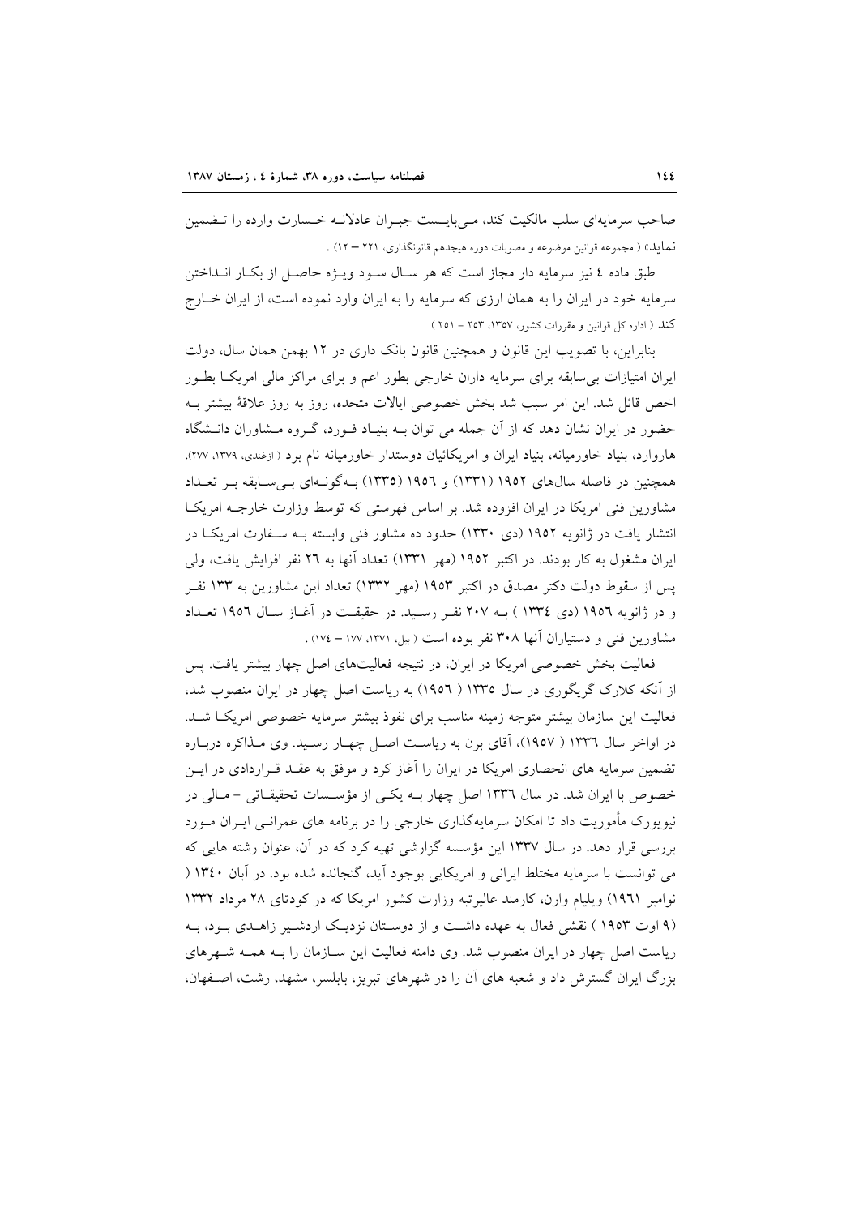صاحب سرمایه‌ای سلب مالکیت کند، می‌بایست جبران عادلانه خسارت وارده را تضمین نماید» ( مجموعه قوانین موضوعه و مصوبات دوره هیجدهم قانونگذاری، ۲۲۱ – ۱۲) .

طبق ماده ٤ نیز سرمایه دار مجاز است که هر سال سود ویژه حاصل از بکار انداختن سرمایه خود در ایران را به همان ارزی که سرمایه را به ایران وارد نموده است، از ایران خارج کند ( اداره کل قوانین و مقررات کشور، ۱۳۵۷، ۲۵۳ - ۲۵۱ ).

بنابراین، با تصویب این قانون و همچنین قانون بانک داری در ۱۲ بهمن همان سال، دولت ایران امتیازات بی‌سابقه برای سرمایه داران خارجی بطور اعم و برای مراکز مالی امریکا بطور اخص قائل شد. این امر سبب شد بخش خصوصی ایالات متحده، روز به روز علاقهٔ بیشتر به حضور در ایران نشان دهد که از آن جمله می توان به بنیاد فورد، گروه مشاوران دانشگاه هاروارد، بنیاد خاورمیانه، بنیاد ایران و امریکائیان دوستدار خاورمیانه نام برد ( ازغندی، ۱۳۷۹، ۲۷۷). همچنین در فاصله سال‌های ۱۹۵۲ (۱۳۳۱) و ۱۹٥٦ (۱۳۳٥) به‌گونه‌ای بی‌سابقه بر تعداد مشاورین فنی امریکا در ایران افزوده شد. بر اساس فهرستی که توسط وزارت خارجه امریکا انتشار یافت در ژانویه ۱۹۵۲ (دی ۱۳۳۰) حدود ده مشاور فنی وابسته به سفارت امریکا در ایران مشغول به کار بودند. در اکتبر ۱۹۵۲ (مهر ۱۳۳۱) تعداد آنها به ٢٦ نفر افزایش یافت، ولی پس از سقوط دولت دکتر مصدق در اکتبر ۱۹۵۳ (مهر ۱۳۳۲) تعداد این مشاورین به ۱۳۳ نفر و در ژانویه ۱۹٥٦ (دی ١٣٣٤ ) به ۲۰۷ نفر رسید. در حقیقت در آغاز سال ۱۹٥٦ تعداد مشاورین فنی و دستیاران آنها ۳۰۸ نفر بوده است ( بیل، ۱۳۷۱، ۱۷۷ – ۱۷٤) .

فعالیت بخش خصوصی امریکا در ایران، در نتیجه فعالیت‌های اصل چهار بیشتر یافت. پس از آنکه کلارک گریگوری در سال ۱۳۳٥ ( ١٩٥٦) به ریاست اصل چهار در ایران منصوب شد، فعالیت این سازمان بیشتر متوجه زمینه مناسب برای نفوذ بیشتر سرمایه خصوصی امریکا شد. در اواخر سال ۱۳۳٦ ( ۱۹۵۷)، آقای برن به ریاست اصل چهار رسید. وی مذاکره درباره تضمین سرمایه های انحصاری امریکا در ایران را آغاز کرد و موفق به عقد قراردادی در این خصوص با ایران شد. در سال ۱۳۳٦ اصل چهار به یکی از مؤسسات تحقیقاتی – مالی در نیویورک مأموریت داد تا امکان سرمایه‌گذاری خارجی را در برنامه های عمرانی ایران مورد بررسی قرار دهد. در سال ۱۳۳۷ این مؤسسه گزارشی تهیه کرد که در آن، عنوان رشته هایی که می توانست با سرمایه مختلط ایرانی و امریکایی بوجود آید، گنجانده شده بود. در آبان ۱۳٤٠ ( نوامبر ١٩٦١) ویلیام وارن، کارمند عالیرتبه وزارت کشور امریکا که در کودتای ۲۸ مرداد ۱۳۳۲ (۹ اوت ۱۹۵۳ ) نقشی فعال به عهده داشت و از دوستان نزدیک اردشیر زاهدی بود، به ریاست اصل چهار در ایران منصوب شد. وی دامنه فعالیت این سازمان را به همه شهرهای بزرگ ایران گسترش داد و شعبه های آن را در شهرهای تبریز، بابلسر، مشهد، رشت، اصفهان،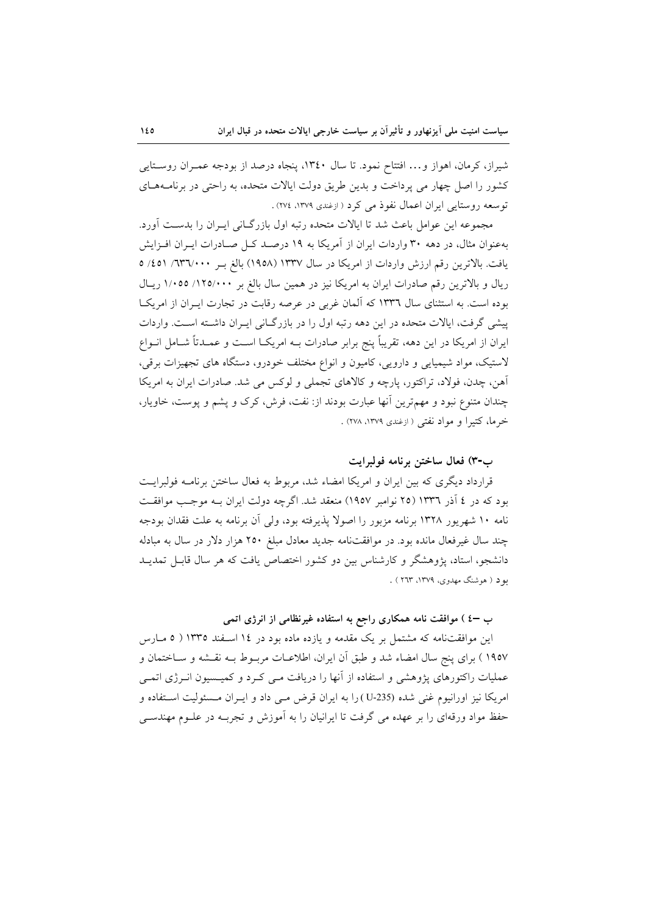شیراز، کرمان، اهواز و... افتتاح نمود. تا سال ۱۳٤۰، پنجاه درصد از بودجه عمـران روسـتایی کشور را اصل چهار می پرداخت و بدین طریق دولت ایالات متحده، به راحتی در برنامـه‌هـای توسعه روستایی ایران اعمال نفوذ می کرد ( ازغندی ۱۳۷۹، ۲۷٤) .

مجموعه این عوامل باعث شد تا ایالات متحده رتبه اول بازرگـانی ایـران را بدسـت آورد. به‌عنوان مثال، در دهه ۳۰ واردات ایران از آمریکا به ۱۹ درصـد کـل صـادرات ایـران افـزایش یافت. بالاترین رقم ارزش واردات از امریکا در سال ۱۳۳۷ (۱۹۵۸) بالغ بـر ٥ /٤٥١ /٦٣٦/۰۰۰ ریال و بالاترین رقم صادرات ایران به امریکا نیز در همین سال بالغ بر ۱/۰٥٥ /۱۲٥/۰۰۰ ریـال بوده است. به استثنای سال ۱۳۳٦ که آلمان غربی در عرصه رقابت در تجارت ایـران از امریکـا پیشی گرفت، ایالات متحده در این دهه رتبه اول را در بازرگـانی ایـران داشـته اسـت. واردات ایران از امریکا در این دهه، تقریباً پنج برابر صادرات بـه امریکـا اسـت و عمـدتاً شـامل انـواع لاستیک، مواد شیمیایی و دارویی، کامیون و انواع مختلف خودرو، دستگاه های تجهیزات برقی، آهن، چدن، فولاد، تراکتور، پارچه و کالاهای تجملی و لوکس می شد. صادرات ایران به امریکا چندان متنوع نبود و مهم‌ترین آنها عبارت بودند از: نفت، فرش، کرک و پشم و پوست، خاویار، خرما، کتیرا و مواد نفتی ( ازغندی ۱۳۷۹، ۲۷۸) .

### ب-۳) فعال ساختن برنامه فولبرایت

قرارداد دیگری که بین ایران و امریکا امضاء شد، مربوط به فعال ساختن برنامـه فولبرایـت بود که در ٤ آذر ۱۳۳٦ (۲٥ نوامبر ۱۹٥۷) منعقد شد. اگرچه دولت ایران بـه موجـب موافقـت نامه ۱۰ شهریور ۱۳۲۸ برنامه مزبور را اصولا پذیرفته بود، ولی آن برنامه به علت فقدان بودجه چند سال غیرفعال مانده بود. در موافقت‌نامه جدید معادل مبلغ ۲٥۰ هزار دلار در سال به مبادله دانشجو، استاد، پژوهشگر و کارشناس بین دو کشور اختصاص یافت که هر سال قابـل تمدیـد بود ( هوشنگ مهدوی، ۱۳۷۹، ۲٦۳ ) .

### ب –٤ ) موافقت نامه همکاری راجع به استفاده غیرنظامی از انرژی اتمی

این موافقت‌نامه که مشتمل بر یک مقدمه و یازده ماده بود در ۱٤ اسـفند ۱۳۳٥ ( ٥ مـارس ۱۹٥۷ ) برای پنج سال امضاء شد و طبق آن ایران، اطلاعـات مربـوط بـه نقـشه و سـاختمان و عملیات راکتورهای پژوهشی و استفاده از آنها را دریافت مـی کـرد و کمیـسیون انـرژی اتمـی امریکا نیز اورانیوم غنی شده (U-235 ) را به ایران قرض مـی داد و ایـران مـسئولیت اسـتفاده و حفظ مواد ورقه‌ای را بر عهده می گرفت تا ایرانیان را به آموزش و تجربـه در علـوم مهندسـی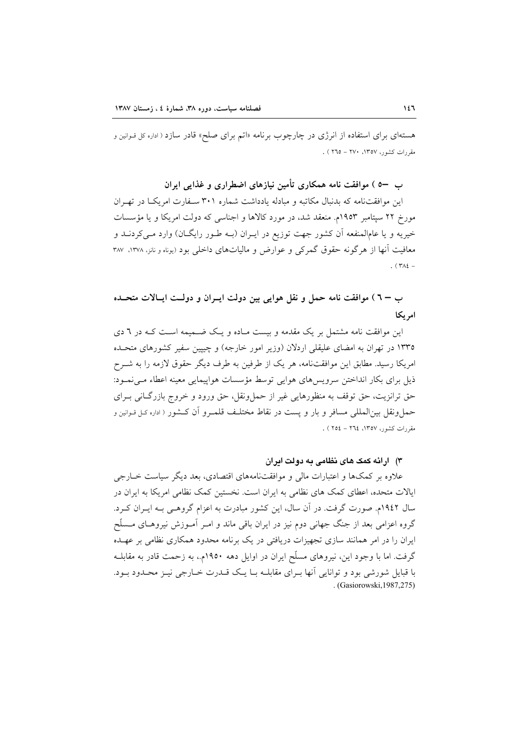هسته‌ای برای استفاده از انرژی در چارچوب برنامه «اتم برای صلح» قادر سازد ( اداره کل قـوانین و مقررات کشور، ۱۳۵۷، ۲۷۰ - ۲٦٥ ) .

### ب –٥ ) موافقت نامه همکاری تأمین نیازهای اضطراری و غذایی ایران

این موافقت‌نامه که بدنبال مکاتبه و مبادله یادداشت شماره ۳۰۱ سـفارت امریکـا در تهـران مورخ ۲۲ سپتامبر ۱۹۵۳م. منعقد شد، در مورد کالاها و اجناسی که دولت امریکا و یا مؤسسات خیریه و یا عام‌المنفعه آن کشور جهت توزیع در ایـران (بـه طـور رایگـان) وارد مـی‌کردنـد و معافیت آنها از هرگونه حقوق گمرکی و عوارض و مالیات‌های داخلی بود (یوناه و نانز، ۱۳۷۸، ۳۸۷ - ۳۸٤ ) .

### ب – ٦ ) موافقت نامه حمل و نقل هوایی بین دولت ایـران و دولـت ایـالات متحـده امریکا

این موافقت نامه مشتمل بر یک مقدمه و بیست مـاده و یـک ضـمیمه اسـت کـه در ٦ دی ۱۳۳٥ در تهران به امضای علیقلی اردلان (وزیر امور خارجه) و چیپین سفیر کشورهای متحـده امریکا رسید. مطابق این موافقت‌نامه، هر یک از طرفین به طرف دیگر حقوق لازمه را به شـرح ذیل برای بکار انداختن سرویس‌های هوایی توسط مؤسسات هواپیمایی معینه اعطاء مـی‌نمـود: حق ترانزیت، حق توقف به منظورهایی غیر از حمل‌ونقل، حق ورود و خروج بازرگـانی بـرای حمل‌ونقل بین‌المللی مسافر و بار و پست در نقاط مختلـف قلمـرو آن کـشور ( اداره کـل قـوانین و مقررات کشور، ۱۳۵۷، ۲٦٤ - ۲٥٤ ) .

### ۳) ارائه کمک های نظامی به دولت ایران

علاوه بر کمک‌ها و اعتبارات مالی و موافقت‌نامه‌های اقتصادی، بعد دیگر سیاست خـارجی ایالات متحده، اعطای کمک های نظامی به ایران است. نخستین کمک نظامی امریکا به ایران در سال ۱۹٤۲م. صورت گرفت. در آن سال، این کشور مبادرت به اعزام گروهـی بـه ایـران کـرد. گروه اعزامی بعد از جنگ جهانی دوم نیز در ایران باقی ماند و امـر آمـوزش نیروهـای مـسلّح ایران را در امر همانند سازی تجهیزات دریافتی در یک برنامه محدود همکاری نظامی بر عهـده گرفت. اما با وجود این، نیروهای مسلّح ایران در اوایل دهه ۱۹٥۰م.، به زحمت قادر به مقابلـه با قبایل شورشی بود و توانایی آنها بـرای مقابلـه بـا یـک قـدرت خـارجی نیـز محـدود بـود. (Gasiorowski,1987,275) .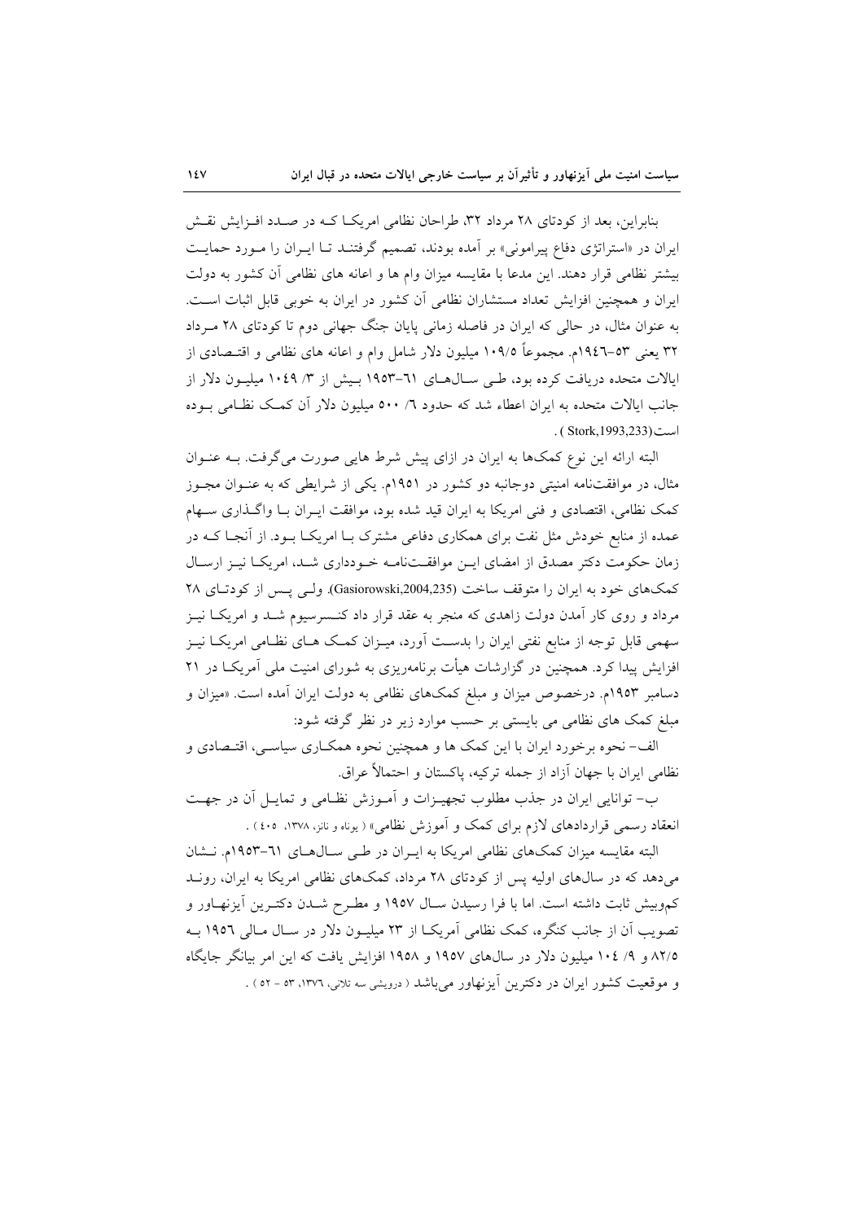بنابراین، بعد از کودتای ۲۸ مرداد ۳۲، طراحان نظامی امریکا که در صدد افزایش نقش ایران در «استراتژی دفاع پیرامونی» بر آمده بودند، تصمیم گرفتند تا ایران را مورد حمایت بیشتر نظامی قرار دهند. این مدعا با مقایسه میزان وام ها و اعانه های نظامی آن کشور به دولت ایران و همچنین افزایش تعداد مستشاران نظامی آن کشور در ایران به خوبی قابل اثبات است. به عنوان مثال، در حالی که ایران در فاصله زمانی پایان جنگ جهانی دوم تا کودتای ۲۸ مرداد ۳۲ یعنی ۵۳-۱۹۴۶م. مجموعاً ۱۰۹/۵ میلیون دلار شامل وام و اعانه های نظامی و اقتصادی از ایالات متحده دریافت کرده بود، طی سال‌های ۶۱-۱۹۵۳ بیش از ۳/ ۱۰۴۹ میلیون دلار از جانب ایالات متحده به ایران اعطاء شد که حدود ۶/ ۵۰۰ میلیون دلار آن کمک نظامی بوده است(Stork,1993,233) .

البته ارائه این نوع کمک‌ها به ایران در ازای پیش شرط هایی صورت می‌گرفت. به عنوان مثال، در موافقت‌نامه امنیتی دوجانبه دو کشور در ۱۹۵۱م. یکی از شرایطی که به عنوان مجوز کمک نظامی، اقتصادی و فنی امریکا به ایران قید شده بود، موافقت ایران با واگذاری سهام عمده از منابع خودش مثل نفت برای همکاری دفاعی مشترک با امریکا بود. از آنجا که در زمان حکومت دکتر مصدق از امضای این موافقت‌نامه خودداری شد، امریکا نیز ارسال کمک‌های خود به ایران را متوقف ساخت (Gasiorowski,2004,235). ولی پس از کودتای ۲۸ مرداد و روی کار آمدن دولت زاهدی که منجر به عقد قرار داد کنسرسیوم شد و امریکا نیز سهمی قابل توجه از منابع نفتی ایران را بدست آورد، میزان کمک های نظامی امریکا نیز افزایش پیدا کرد. همچنین در گزارشات هیأت برنامه‌ریزی به شورای امنیت ملی آمریکا در ۲۱ دسامبر ۱۹۵۳م. درخصوص میزان و مبلغ کمک‌های نظامی به دولت ایران آمده است. «میزان و مبلغ کمک های نظامی می بایستی بر حسب موارد زیر در نظر گرفته شود:

الف- نحوه برخورد ایران با این کمک ها و همچنین نحوه همکاری سیاسی، اقتصادی و نظامی ایران با جهان آزاد از جمله ترکیه، پاکستان و احتمالاً عراق.

ب- توانایی ایران در جذب مطلوب تجهیزات و آموزش نظامی و تمایل آن در جهت انعقاد رسمی قراردادهای لازم برای کمک و آموزش نظامی» ( یوناه و نانز، ۱۳۷۸، ٤٠٥ ) .

البته مقایسه میزان کمک‌های نظامی امریکا به ایران در طی سال‌های ۶۱-۱۹۵۳م. نشان می‌دهد که در سال‌های اولیه پس از کودتای ۲۸ مرداد، کمک‌های نظامی امریکا به ایران، روند کم‌وبیش ثابت داشته است. اما با فرا رسیدن سال ۱۹۵۷ و مطرح شدن دکترین آیزنهاور و تصویب آن از جانب کنگره، کمک نظامی آمریکا از ۲۳ میلیون دلار در سال مالی ۱۹۵۶ به ۸۲/۵ و ۹/ ۱۰٤ میلیون دلار در سال‌های ۱۹۵۷ و ۱۹۵۸ افزایش یافت که این امر بیانگر جایگاه و موقعیت کشور ایران در دکترین آیزنهاور می‌باشد ( درویشی سه تلانی، ۱۳۷۶، ۵۳ - ۵۲ ) .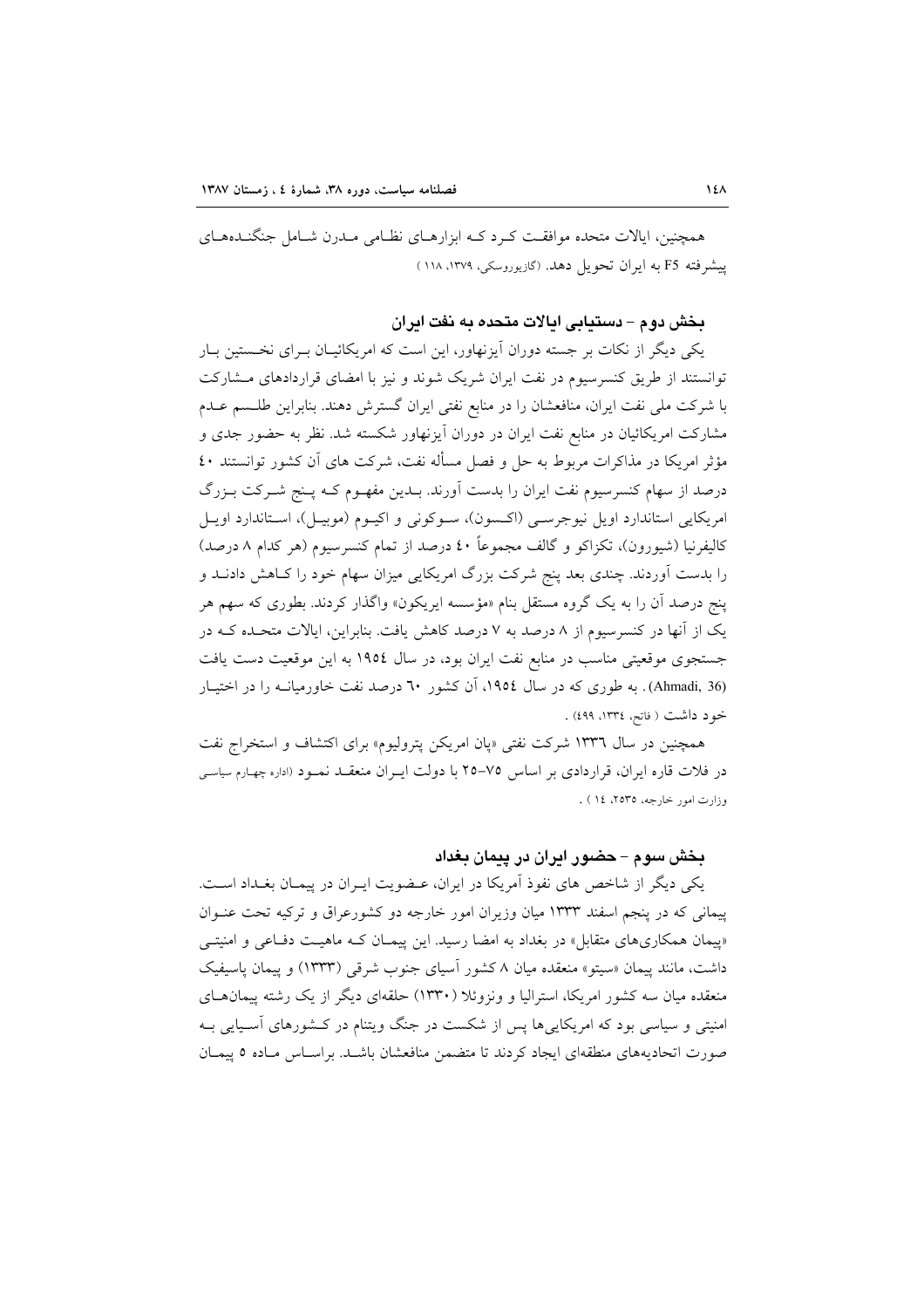همچنین، ایالات متحده موافقت کرد که ابزارهای نظامی مدرن شامل جنگنده‌های پیشرفته F5 به ایران تحویل دهد. (گازیوروسکی، ۱۳۷۹، ۱۱۸ )

## بخش دوم - دستیابی ایالات متحده به نفت ایران

یکی دیگر از نکات بر جسته دوران آیزنهاور، این است که امریکائیان برای نخستین بار توانستند از طریق کنسرسیوم در نفت ایران شریک شوند و نیز با امضای قراردادهای مشارکت با شرکت ملی نفت ایران، منافعشان را در منابع نفتی ایران گسترش دهند. بنابراین طلسم عدم مشارکت امریکائیان در منابع نفت ایران در دوران آیزنهاور شکسته شد. نظر به حضور جدی و مؤثر امریکا در مذاکرات مربوط به حل و فصل مسأله نفت، شرکت های آن کشور توانستند ٤٠ درصد از سهام کنسرسیوم نفت ایران را بدست آورند. بدین مفهوم که پنج شرکت بزرگ امریکایی استاندارد اویل نیوجرسی (اکسون)، سوکونی و اکیوم (موبیل)، استاندارد اویل کالیفرنیا (شیورون)، تکزاکو و گالف مجموعاً ٤٠ درصد از تمام کنسرسیوم (هر کدام ٨ درصد) را بدست آوردند. چندی بعد پنج شرکت بزرگ امریکایی میزان سهام خود را کاهش دادند و پنج درصد آن را به یک گروه مستقل بنام «مؤسسه ایریکون» واگذار کردند. بطوری که سهم هر یک از آنها در کنسرسیوم از ٨ درصد به ٧ درصد کاهش یافت. بنابراین، ایالات متحده که در جستجوی موقعیتی مناسب در منابع نفت ایران بود، در سال ١٩٥٤ به این موقعیت دست یافت (Ahmadi, 36). به طوری که در سال ١٩٥٤، آن کشور ٦٠ درصد نفت خاورمیانه را در اختیار خود داشت ( فاتح، ١٣٣٤، ٤٩٩) .

همچنین در سال ١٣٣٦ شرکت نفتی «پان امریکن پترولیوم» برای اکتشاف و استخراج نفت در فلات قاره ایران، قراردادی بر اساس ٧٥-٢٥ با دولت ایران منعقد نمود (اداره چهارم سیاسی وزارت امور خارجه، ٢٥٣٥، ١٤ ) .

## بخش سوم - حضور ایران در پیمان بغداد

یکی دیگر از شاخص های نفوذ آمریکا در ایران، عضویت ایران در پیمان بغداد است. پیمانی که در پنجم اسفند ١٣٣٣ میان وزیران امور خارجه دو کشورعراق و ترکیه تحت عنوان «پیمان همکاری‌های متقابل» در بغداد به امضا رسید. این پیمان که ماهیت دفاعی و امنیتی داشت، مانند پیمان «سیتو» منعقده میان ٨ کشور آسیای جنوب شرقی (١٣٣٣) و پیمان پاسیفیک منعقده میان سه کشور امریکا، استرالیا و ونزوئلا (١٣٣٠) حلقه‌ای دیگر از یک رشته پیمان‌های امنیتی و سیاسی بود که امریکایی‌ها پس از شکست در جنگ ویتنام در کشورهای آسیایی به صورت اتحادیه‌های منطقه‌ای ایجاد کردند تا متضمن منافعشان باشد. براساس ماده ٥ پیمان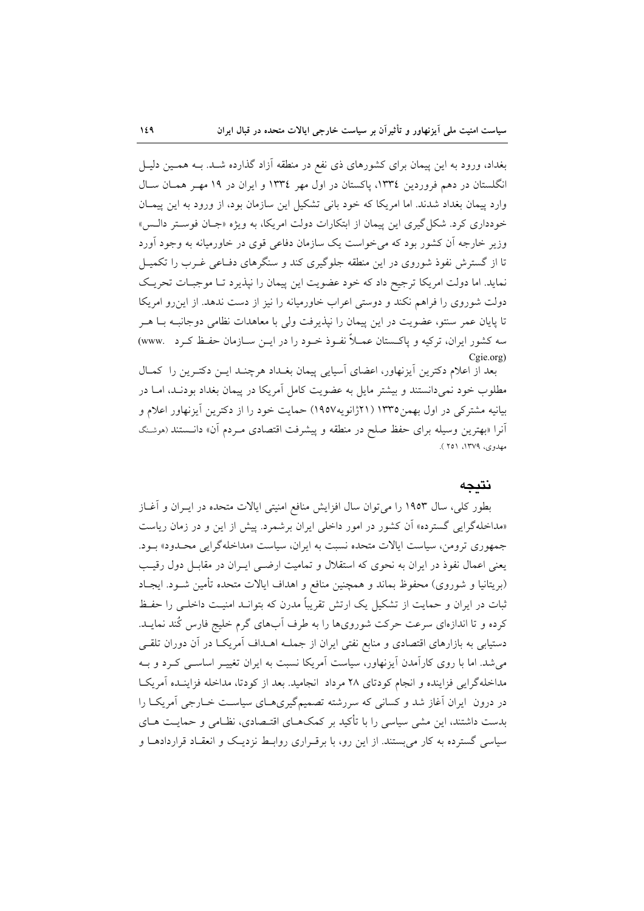بغداد، ورود به این پیمان برای کشورهای ذی نفع در منطقه آزاد گذارده شـد. بـه همـین دلیـل انگلستان در دهم فروردین ۱۳۳٤، پاکستان در اول مهر ۱۳۳٤ و ایران در ۱۹ مهـر همـان سـال وارد پیمان بغداد شدند. اما امریکا که خود بانی تشکیل این سازمان بود، از ورود به این پیمـان خودداری کرد. شکل‌گیری این پیمان از ابتکارات دولت امریکا، به ویژه «جـان فوسـتر دالـس» وزیر خارجه آن کشور بود که می‌خواست یک سازمان دفاعی قوی در خاورمیانه به وجود آورد تا از گسترش نفوذ شوروی در این منطقه جلوگیری کند و سنگرهای دفـاعی غـرب را تکمیـل نماید. اما دولت امریکا ترجیح داد که خود عضویت این پیمان را نپذیرد تـا موجبـات تحریـک دولت شوروی را فراهم نکند و دوستی اعراب خاورمیانه را نیز از دست ندهد. از این‌رو امریکا تا پایان عمر سنتو، عضویت در این پیمان را نپذیرفت ولی با معاهدات نظامی دوجانبـه بـا هـر سه کشور ایران، ترکیه و پاکسـتان عمـلاً نفـوذ خـود را در ایـن سـازمان حفـظ کـرد (www. Cgie.org)

بعد از اعلام دکترین آیزنهاور، اعضای آسیایی پیمان بغـداد هرچنـد ایـن دکتـرین را کمـال مطلوب خود نمی‌دانستند و بیشتر مایل به عضویت کامل آمریکا در پیمان بغداد بودنـد، امـا در بیانیه مشترکی در اول بهمن۱۳۳۵ (۲۱ژانویه۱۹۵۷) حمایت خود را از دکترین آیزنهاور اعلام و آنرا «بهترین وسیله برای حفظ صلح در منطقه و پیشرفت اقتصادی مـردم آن» دانسـتند (هوشنگ مهدوی، ۱۳۷۹، ۲۵۱ ).

## نتیجه

بطور کلی، سال ۱۹۵۳ را می‌توان سال افزایش منافع امنیتی ایالات متحده در ایـران و آغـاز «مداخله‌گرایی گسترده» آن کشور در امور داخلی ایران برشمرد. پیش از این و در زمان ریاست جمهوری ترومن، سیاست ایالات متحده نسبت به ایران، سیاست «مداخله‌گرایی محـدود» بـود. یعنی اعمال نفوذ در ایران به نحوی که استقلال و تمامیت ارضـی ایـران در مقابـل دول رقیـب (بریتانیا و شوروی) محفوظ بماند و همچنین منافع و اهداف ایالات متحده تأمین شـود. ایجـاد ثبات در ایران و حمایت از تشکیل یک ارتش تقریباً مدرن که بتوانـد امنیـت داخلـی را حفـظ کرده و تا اندازه‌ای سرعت حرکت شوروی‌ها را به طرف آب‌های گرم خلیج فارس کُند نمایـد. دستیابی به بازارهای اقتصادی و منابع نفتی ایران از جملـه اهـداف آمریکـا در آن دوران تلقـی می‌شد. اما با روی کارآمدن آیزنهاور، سیاست آمریکا نسبت به ایران تغییـر اساسـی کـرد و بـه مداخله‌گرایی فزاینده و انجام کودتای ۲۸ مرداد انجامید. بعد از کودتا، مداخله فزاینـده آمریکـا در درون ایران آغاز شد و کسانی که سررشته تصمیم‌گیری‌هـای سیاسـت خـارجی آمریکـا را بدست داشتند، این مشی سیاسی را با تأکید بر کمک‌هـای اقتـصادی، نظـامی و حمایـت هـای سیاسی گسترده به کار می‌بستند. از این رو، با برقـراری روابـط نزدیـک و انعقـاد قراردادهـا و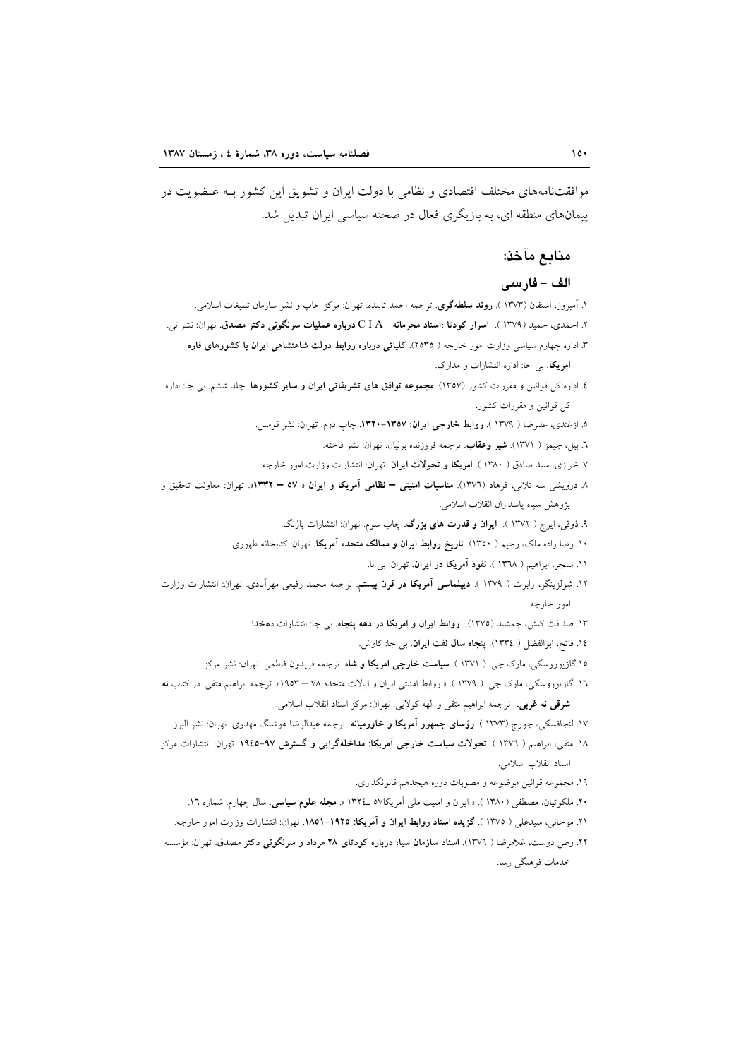موافقت‌نامه‌های مختلف اقتصادی و نظامی با دولت ایران و تشویق این کشور بـه عـضویت در پیمان‌های منطقه ای، به بازیگری فعال در صحنه سیاسی ایران تبدیل شد.

## منابع مآخذ:

### الف – فارسی

۱. آمبروز، استفان (۱۳۷۳ ). **روند سلطه‌گری**. ترجمه احمد تابنده. تهران: مرکز چاپ و نشر سازمان تبلیغات اسلامی.

۲. احمدی، حمید (۱۳۷۹ ). **اسرار کودتا :اسناد محرمانه C I A درباره عملیات سرنگونی دکتر مصدق**. تهران: نشر نی.

۳. اداره چهارم سیاسی وزارت امور خارجه ( ۲۵۳۵). **کلیاتی درباره روابط دولت شاهنشاهی ایران با کشورهای قاره امریکا**. بی جا: اداره انتشارات و مدارک.

٤. اداره کل قوانین و مقررات کشور (۱۳۵۷). **مجموعه توافق های تشریفاتی ایران و سایر کشورها**. جلد ششم. بی جا: اداره کل قوانین و مقررات کشور.

۵. ازغندی، علیرضا ( ۱۳۷۹ ). **روابط خارجی ایران: ۱۳۵۷–۱۳۲۰**. چاپ دوم. تهران: نشر قومس.

٦. بیل، جیمز ( ۱۳۷۱). **شیر وعقاب**. ترجمه فروزنده برلیان. تهران: نشر فاخته.

۷. خرازی، سید صادق ( ۱۳۸۰ ). **امریکا و تحولات ایران**. تهران: انتشارات وزارت امور خارجه.

۸. درویشی سه تلانی، فرهاد (۱۳۷٦). **مناسبات امنیتی – نظامی آمریکا و ایران « ۵۷ – ۱۳۳۲»**. تهران: معاونت تحقیق و پژوهش سپاه پاسداران انقلاب اسلامی.

۹. ذوقی، ایرج ( ۱۳۷۲ ). **ایران و قدرت های بزرگ**. چاپ سوم. تهران: انتشارات پاژنگ.

۱۰. رضا زاده ملک، رحیم ( ۱۳۵۰ ). **تاریخ روابط ایران و ممالک متحده آمریکا**. تهران: کتابخانه طهوری.

۱۱. سنجر، ابراهیم ( ۱۳٦۸ ). **نفوذ آمریکا در ایران**. تهران: بی نا.

۱۲. شولزینگر، رابرت ( ۱۳۷۹ ). **دیپلماسی آمریکا در قرن بیستم**. ترجمه محمد رفیعی مهرآبادی. تهران: انتشارات وزارت امور خارجه.

۱۳. صداقت کیش، جمشید (۱۳۷۵). **روابط ایران و امریکا در دهه پنجاه**. بی جا: انتشارات دهخدا.

۱٤. فاتح، ابوالفضل ( ۱۳۳٤). **پنجاه سال نفت ایران**. بی جا: کاوش.

۱۵.گازیوروسکی، مارک جی. ( ۱۳۷۱ ). **سیاست خارجی امریکا و شاه**. ترجمه فریدون فاطمی. تهران: نشر مرکز.

۱٦. گازیوروسکی، مارک جی. ( ۱۳۷۹ ). « روابط امنیتی ایران و ایالات متحده ۷۸ – ۱۹۵۳». ترجمه ابراهیم متقی. در کتاب **نه شرقی نه غربی**. ترجمه ابراهیم متقی و الهه کولایی. تهران: مرکز اسناد انقلاب اسلامی.

۱۷. لنچافسکی، جورج (۱۳۷۳ ). **رؤسای جمهور آمریکا و خاورمیانه**. ترجمه عبدالرضا هوشنگ مهدوی. تهران: نشر البرز.

۱۸. متقی، ابراهیم ( ۱۳۷٦ ). **تحولات سیاست خارجی آمریکا: مداخله‌گرایی و گسترش ۹۷-۱۹٤۵**. تهران: انتشارات مرکز اسناد انقلاب اسلامی.

۱۹. مجموعه قوانین موضوعه و مصوبات دوره هیجدهم قانونگذاری.

۲۰. ملکوتیان، مصطفی (۱۳۸۰ ). « ایران و امنیت ملی آمریکا۵۷ ـ۱۳۲٤ ». **مجله علوم سیاسی**. سال چهارم. شماره ۱٦.

۲۱. موجانی، سیدعلی ( ۱۳۷۵ ). **گزیده اسناد روابط ایران و آمریکا: ۱۹۲۵–۱۸۵۱**. تهران: انتشارات وزارت امور خارجه.

۲۲. وطن دوست، غلامرضا ( ۱۳۷۹). **اسناد سازمان سیا؛ درباره کودتای ۲۸ مرداد و سرنگونی دکتر مصدق**. تهران: مؤسسه خدمات فرهنگی رسا.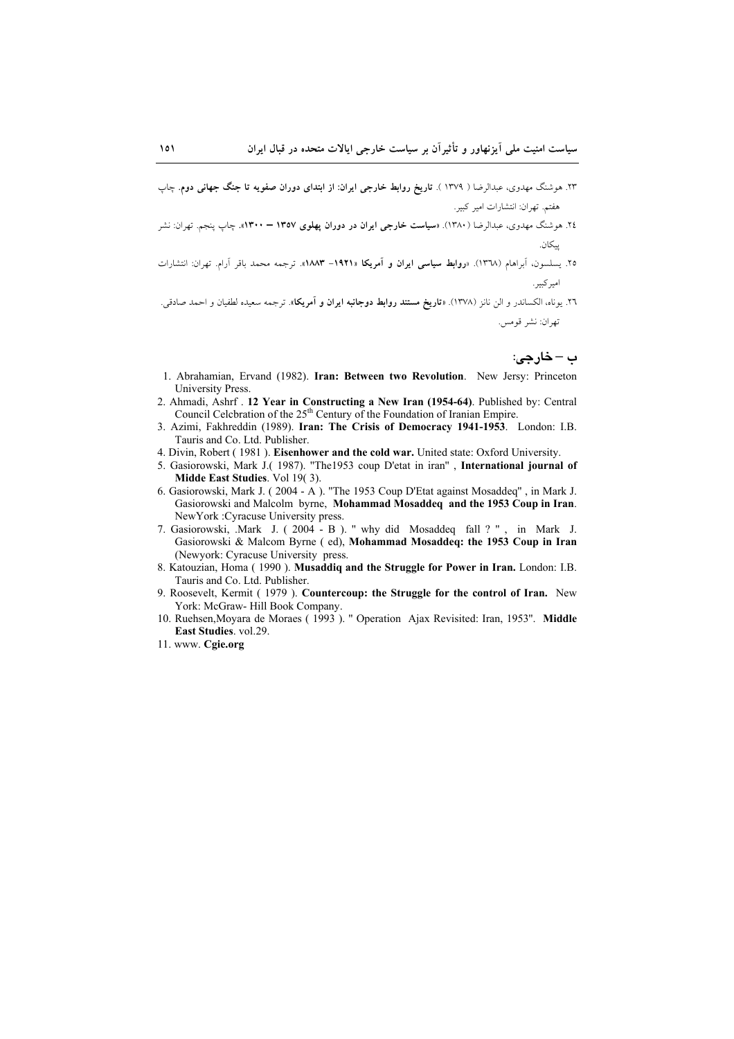۲۳. هوشنگ مهدوی، عبدالرضا ( ۱۳۷۹ ). **تاریخ روابط خارجی ایران: از ابتدای دوران صفویه تا جنگ جهانی دوم**. چاپ هفتم. تهران: انتشارات امیر کبیر.

۲٤. هوشنگ مهدوی، عبدالرضا (۱۳۸۰). «**سیاست خارجی ایران در دوران پهلوی ۱۳۵۷ – ۱۳۰۰**». چاپ پنجم. تهران: نشر پیکان.

۲۵. یسلسون، آبراهام (۱۳٦۸). «**روابط سیاسی ایران و آمریکا ۱۹۲۱– ۱۸۸۳**». ترجمه محمد باقر آرام. تهران: انتشارات امیرکبیر.

۲٦. یوناه، الکساندر و الن نانز (۱۳۷۸). «**تاریخ مستند روابط دوجانبه ایران و آمریکا**». ترجمه سعیده لطفیان و احمد صادقی. تهران: نشر قومس.

## ب – خارجی:

1. Abrahamian, Ervand (1982). **Iran: Between two Revolution**. New Jersy: Princeton University Press.
2. Ahmadi, Ashrf . **12 Year in Constructing a New Iran (1954-64)**. Published by: Central Council Celcbration of the 25th Century of the Foundation of Iranian Empire.
3. Azimi, Fakhreddin (1989). **Iran: The Crisis of Democracy 1941-1953**. London: I.B. Tauris and Co. Ltd. Publisher.
4. Divin, Robert ( 1981 ). **Eisenhower and the cold war.** United state: Oxford University.
5. Gasiorowski, Mark J.( 1987). "The1953 coup D'etat in iran" , **International journal of Midde East Studies**. Vol 19( 3).
6. Gasiorowski, Mark J. ( 2004 - A ). "The 1953 Coup D'Etat against Mosaddeq" , in Mark J. Gasiorowski and Malcolm byrne, **Mohammad Mosaddeq and the 1953 Coup in Iran**. NewYork :Cyracuse University press.
7. Gasiorowski, .Mark J. ( 2004 - B ). " why did Mosaddeq fall ? " , in Mark J. Gasiorowski & Malcom Byrne ( ed), **Mohammad Mosaddeq: the 1953 Coup in Iran** (Newyork: Cyracuse University press.
8. Katouzian, Homa ( 1990 ). **Musaddiq and the Struggle for Power in Iran.** London: I.B. Tauris and Co. Ltd. Publisher.
9. Roosevelt, Kermit ( 1979 ). **Countercoup: the Struggle for the control of Iran.** New York: McGraw- Hill Book Company.
10. Ruehsen,Moyara de Moraes ( 1993 ). " Operation Ajax Revisited: Iran, 1953". **Middle East Studies**. vol.29.
11. www. **Cgie.org**